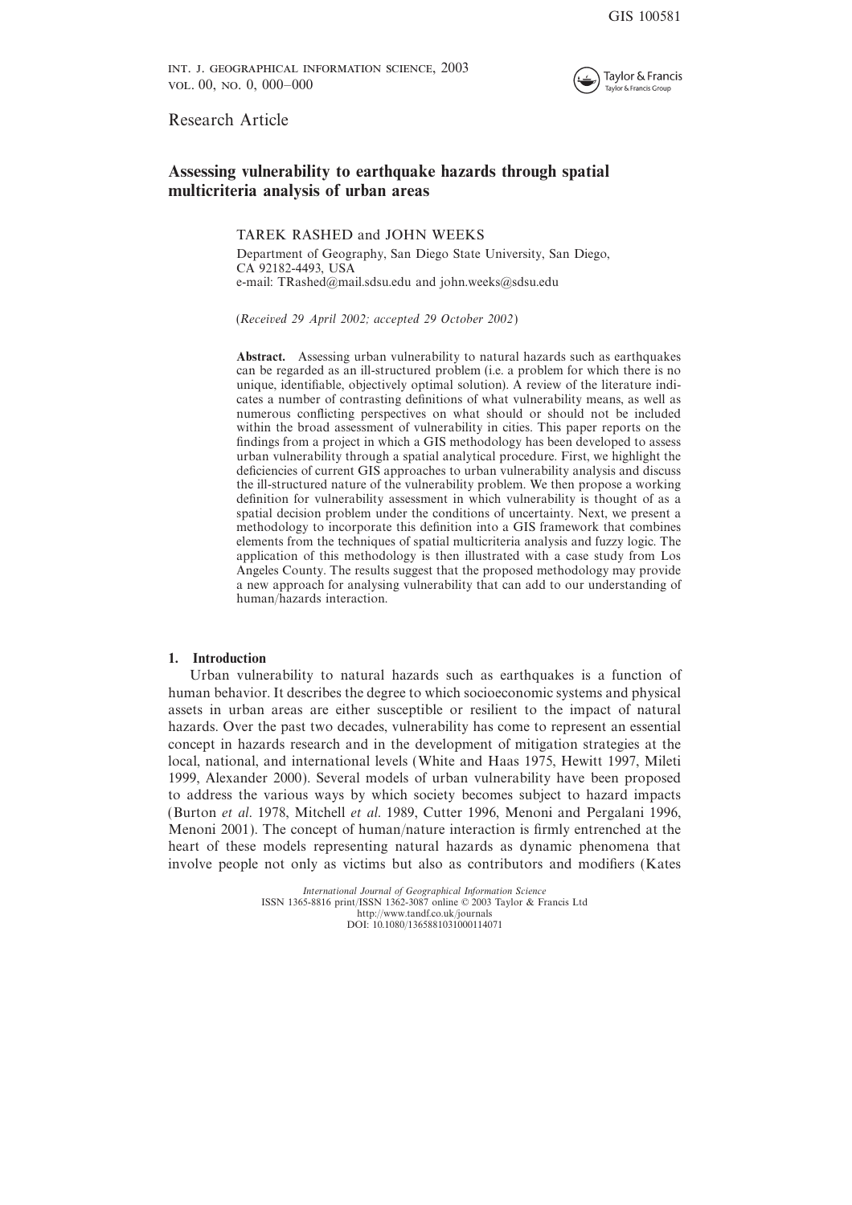Research Article

# Assessing vulnerability to earthquake hazards through spatial multicriteria analysis of urban areas

TAREK RASHED and JOHN WEEKS

Department of Geography, San Diego State University, San Diego, CA 92182-4493, USA
e-mail: TRashed@mail.sdsu.edu and john.weeks@sdsu.edu

(*Received 29 April 2002; accepted 29 October 2002*)

**Abstract.** Assessing urban vulnerability to natural hazards such as earthquakes can be regarded as an ill-structured problem (i.e. a problem for which there is no unique, identifiable, objectively optimal solution). A review of the literature indicates a number of contrasting definitions of what vulnerability means, as well as numerous conflicting perspectives on what should or should not be included within the broad assessment of vulnerability in cities. This paper reports on the findings from a project in which a GIS methodology has been developed to assess urban vulnerability through a spatial analytical procedure. First, we highlight the deficiencies of current GIS approaches to urban vulnerability analysis and discuss the ill-structured nature of the vulnerability problem. We then propose a working definition for vulnerability assessment in which vulnerability is thought of as a spatial decision problem under the conditions of uncertainty. Next, we present a methodology to incorporate this definition into a GIS framework that combines elements from the techniques of spatial multicriteria analysis and fuzzy logic. The application of this methodology is then illustrated with a case study from Los Angeles County. The results suggest that the proposed methodology may provide a new approach for analysing vulnerability that can add to our understanding of human/hazards interaction.

## 1. Introduction

Urban vulnerability to natural hazards such as earthquakes is a function of human behavior. It describes the degree to which socioeconomic systems and physical assets in urban areas are either susceptible or resilient to the impact of natural hazards. Over the past two decades, vulnerability has come to represent an essential concept in hazards research and in the development of mitigation strategies at the local, national, and international levels (White and Haas 1975, Hewitt 1997, Mileti 1999, Alexander 2000). Several models of urban vulnerability have been proposed to address the various ways by which society becomes subject to hazard impacts (Burton *et al*. 1978, Mitchell *et al*. 1989, Cutter 1996, Menoni and Pergalani 1996, Menoni 2001). The concept of human/nature interaction is firmly entrenched at the heart of these models representing natural hazards as dynamic phenomena that involve people not only as victims but also as contributors and modifiers (Kates

*International Journal of Geographical Information Science*
ISSN 1365-8816 print/ISSN 1362-3087 online © 2003 Taylor & Francis Ltd
http://www.tandf.co.uk/journals
DOI: 10.1080/1365881031000114071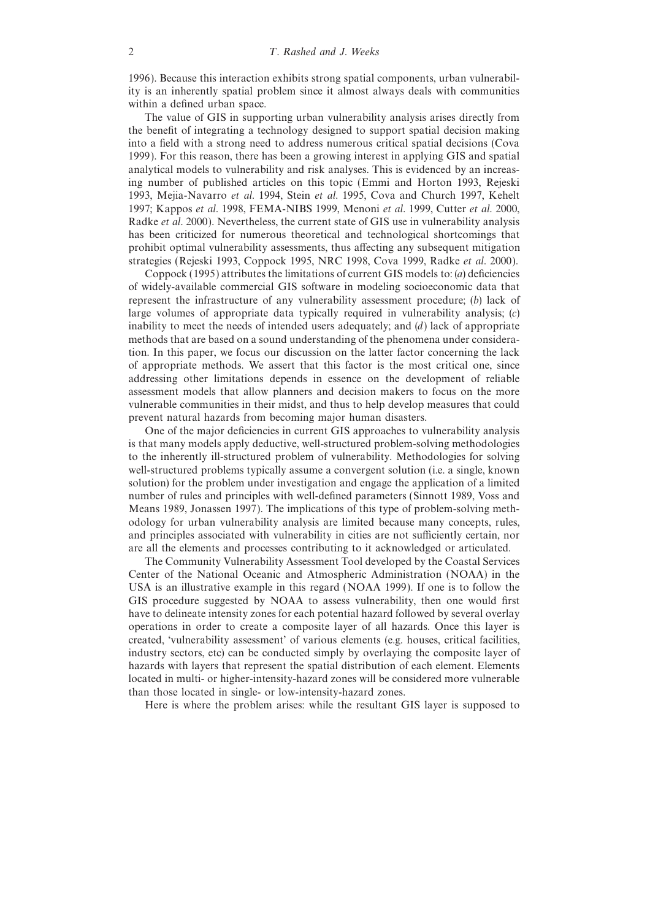1996). Because this interaction exhibits strong spatial components, urban vulnerability is an inherently spatial problem since it almost always deals with communities within a defined urban space.

The value of GIS in supporting urban vulnerability analysis arises directly from the benefit of integrating a technology designed to support spatial decision making into a field with a strong need to address numerous critical spatial decisions (Cova 1999). For this reason, there has been a growing interest in applying GIS and spatial analytical models to vulnerability and risk analyses. This is evidenced by an increasing number of published articles on this topic (Emmi and Horton 1993, Rejeski 1993, Mejia-Navarro *et al*. 1994, Stein *et al*. 1995, Cova and Church 1997, Kehelt 1997; Kappos *et al*. 1998, FEMA-NIBS 1999, Menoni *et al*. 1999, Cutter *et al*. 2000, Radke *et al*. 2000). Nevertheless, the current state of GIS use in vulnerability analysis has been criticized for numerous theoretical and technological shortcomings that prohibit optimal vulnerability assessments, thus affecting any subsequent mitigation strategies (Rejeski 1993, Coppock 1995, NRC 1998, Cova 1999, Radke *et al*. 2000).

Coppock (1995) attributes the limitations of current GIS models to: (*a*) deficiencies of widely-available commercial GIS software in modeling socioeconomic data that represent the infrastructure of any vulnerability assessment procedure; (*b*) lack of large volumes of appropriate data typically required in vulnerability analysis; (*c*) inability to meet the needs of intended users adequately; and (*d*) lack of appropriate methods that are based on a sound understanding of the phenomena under consideration. In this paper, we focus our discussion on the latter factor concerning the lack of appropriate methods. We assert that this factor is the most critical one, since addressing other limitations depends in essence on the development of reliable assessment models that allow planners and decision makers to focus on the more vulnerable communities in their midst, and thus to help develop measures that could prevent natural hazards from becoming major human disasters.

One of the major deficiencies in current GIS approaches to vulnerability analysis is that many models apply deductive, well-structured problem-solving methodologies to the inherently ill-structured problem of vulnerability. Methodologies for solving well-structured problems typically assume a convergent solution (i.e. a single, known solution) for the problem under investigation and engage the application of a limited number of rules and principles with well-defined parameters (Sinnott 1989, Voss and Means 1989, Jonassen 1997). The implications of this type of problem-solving methodology for urban vulnerability analysis are limited because many concepts, rules, and principles associated with vulnerability in cities are not sufficiently certain, nor are all the elements and processes contributing to it acknowledged or articulated.

The Community Vulnerability Assessment Tool developed by the Coastal Services Center of the National Oceanic and Atmospheric Administration (NOAA) in the USA is an illustrative example in this regard (NOAA 1999). If one is to follow the GIS procedure suggested by NOAA to assess vulnerability, then one would first have to delineate intensity zones for each potential hazard followed by several overlay operations in order to create a composite layer of all hazards. Once this layer is created, 'vulnerability assessment' of various elements (e.g. houses, critical facilities, industry sectors, etc) can be conducted simply by overlaying the composite layer of hazards with layers that represent the spatial distribution of each element. Elements located in multi- or higher-intensity-hazard zones will be considered more vulnerable than those located in single- or low-intensity-hazard zones.

Here is where the problem arises: while the resultant GIS layer is supposed to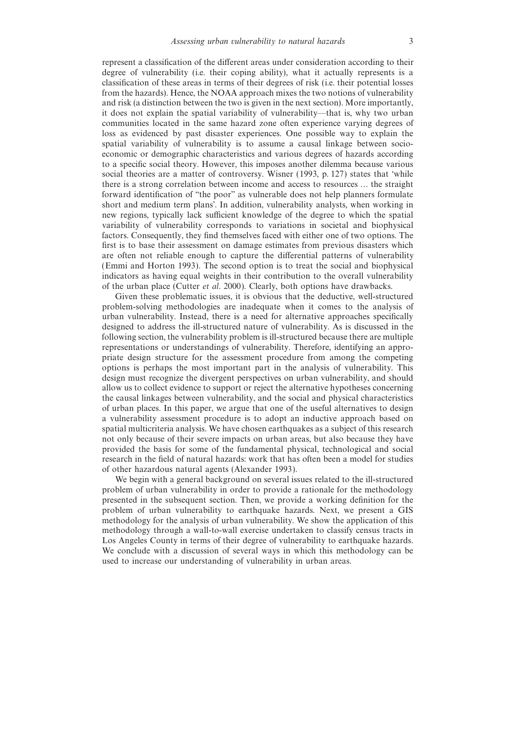represent a classification of the different areas under consideration according to their degree of vulnerability (i.e. their coping ability), what it actually represents is a classification of these areas in terms of their degrees of risk (i.e. their potential losses from the hazards). Hence, the NOAA approach mixes the two notions of vulnerability and risk (a distinction between the two is given in the next section). More importantly, it does not explain the spatial variability of vulnerability—that is, why two urban communities located in the same hazard zone often experience varying degrees of loss as evidenced by past disaster experiences. One possible way to explain the spatial variability of vulnerability is to assume a causal linkage between socio-economic or demographic characteristics and various degrees of hazards according to a specific social theory. However, this imposes another dilemma because various social theories are a matter of controversy. Wisner (1993, p. 127) states that 'while there is a strong correlation between income and access to resources … the straight forward identification of "the poor" as vulnerable does not help planners formulate short and medium term plans'. In addition, vulnerability analysts, when working in new regions, typically lack sufficient knowledge of the degree to which the spatial variability of vulnerability corresponds to variations in societal and biophysical factors. Consequently, they find themselves faced with either one of two options. The first is to base their assessment on damage estimates from previous disasters which are often not reliable enough to capture the differential patterns of vulnerability (Emmi and Horton 1993). The second option is to treat the social and biophysical indicators as having equal weights in their contribution to the overall vulnerability of the urban place (Cutter *et al*. 2000). Clearly, both options have drawbacks.

Given these problematic issues, it is obvious that the deductive, well-structured problem-solving methodologies are inadequate when it comes to the analysis of urban vulnerability. Instead, there is a need for alternative approaches specifically designed to address the ill-structured nature of vulnerability. As is discussed in the following section, the vulnerability problem is ill-structured because there are multiple representations or understandings of vulnerability. Therefore, identifying an appropriate design structure for the assessment procedure from among the competing options is perhaps the most important part in the analysis of vulnerability. This design must recognize the divergent perspectives on urban vulnerability, and should allow us to collect evidence to support or reject the alternative hypotheses concerning the causal linkages between vulnerability, and the social and physical characteristics of urban places. In this paper, we argue that one of the useful alternatives to design a vulnerability assessment procedure is to adopt an inductive approach based on spatial multicriteria analysis. We have chosen earthquakes as a subject of this research not only because of their severe impacts on urban areas, but also because they have provided the basis for some of the fundamental physical, technological and social research in the field of natural hazards: work that has often been a model for studies of other hazardous natural agents (Alexander 1993).

We begin with a general background on several issues related to the ill-structured problem of urban vulnerability in order to provide a rationale for the methodology presented in the subsequent section. Then, we provide a working definition for the problem of urban vulnerability to earthquake hazards. Next, we present a GIS methodology for the analysis of urban vulnerability. We show the application of this methodology through a wall-to-wall exercise undertaken to classify census tracts in Los Angeles County in terms of their degree of vulnerability to earthquake hazards. We conclude with a discussion of several ways in which this methodology can be used to increase our understanding of vulnerability in urban areas.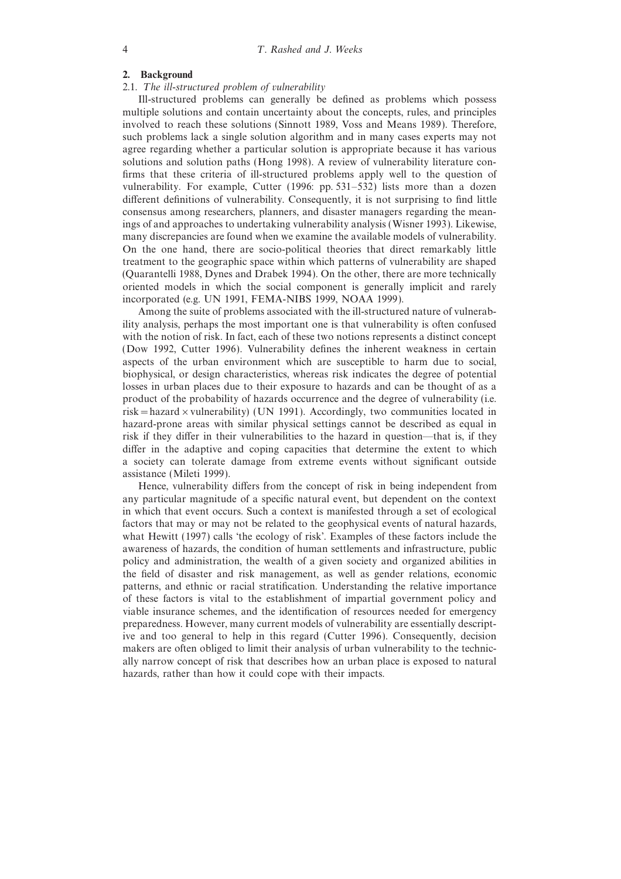## 2. Background

### 2.1. *The ill-structured problem of vulnerability*

Ill-structured problems can generally be defined as problems which possess multiple solutions and contain uncertainty about the concepts, rules, and principles involved to reach these solutions (Sinnott 1989, Voss and Means 1989). Therefore, such problems lack a single solution algorithm and in many cases experts may not agree regarding whether a particular solution is appropriate because it has various solutions and solution paths (Hong 1998). A review of vulnerability literature confirms that these criteria of ill-structured problems apply well to the question of vulnerability. For example, Cutter (1996: pp. 531–532) lists more than a dozen different definitions of vulnerability. Consequently, it is not surprising to find little consensus among researchers, planners, and disaster managers regarding the meanings of and approaches to undertaking vulnerability analysis (Wisner 1993). Likewise, many discrepancies are found when we examine the available models of vulnerability. On the one hand, there are socio-political theories that direct remarkably little treatment to the geographic space within which patterns of vulnerability are shaped (Quarantelli 1988, Dynes and Drabek 1994). On the other, there are more technically oriented models in which the social component is generally implicit and rarely incorporated (e.g. UN 1991, FEMA-NIBS 1999, NOAA 1999).

Among the suite of problems associated with the ill-structured nature of vulnerability analysis, perhaps the most important one is that vulnerability is often confused with the notion of risk. In fact, each of these two notions represents a distinct concept (Dow 1992, Cutter 1996). Vulnerability defines the inherent weakness in certain aspects of the urban environment which are susceptible to harm due to social, biophysical, or design characteristics, whereas risk indicates the degree of potential losses in urban places due to their exposure to hazards and can be thought of as a product of the probability of hazards occurrence and the degree of vulnerability (i.e. $\text{risk} = \text{hazard} \times \text{vulnerability}$) (UN 1991). Accordingly, two communities located in hazard-prone areas with similar physical settings cannot be described as equal in risk if they differ in their vulnerabilities to the hazard in question—that is, if they differ in the adaptive and coping capacities that determine the extent to which a society can tolerate damage from extreme events without significant outside assistance (Mileti 1999).

Hence, vulnerability differs from the concept of risk in being independent from any particular magnitude of a specific natural event, but dependent on the context in which that event occurs. Such a context is manifested through a set of ecological factors that may or may not be related to the geophysical events of natural hazards, what Hewitt (1997) calls 'the ecology of risk'. Examples of these factors include the awareness of hazards, the condition of human settlements and infrastructure, public policy and administration, the wealth of a given society and organized abilities in the field of disaster and risk management, as well as gender relations, economic patterns, and ethnic or racial stratification. Understanding the relative importance of these factors is vital to the establishment of impartial government policy and viable insurance schemes, and the identification of resources needed for emergency preparedness. However, many current models of vulnerability are essentially descriptive and too general to help in this regard (Cutter 1996). Consequently, decision makers are often obliged to limit their analysis of urban vulnerability to the technically narrow concept of risk that describes how an urban place is exposed to natural hazards, rather than how it could cope with their impacts.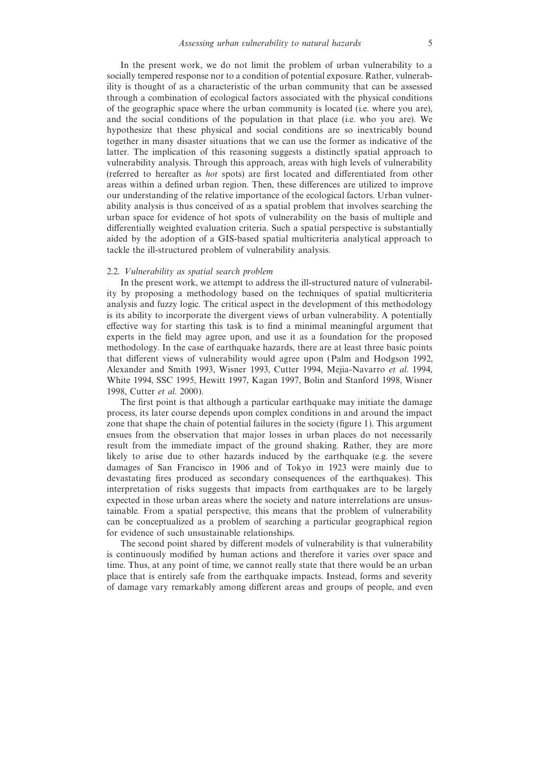In the present work, we do not limit the problem of urban vulnerability to a socially tempered response nor to a condition of potential exposure. Rather, vulnerability is thought of as a characteristic of the urban community that can be assessed through a combination of ecological factors associated with the physical conditions of the geographic space where the urban community is located (i.e. where you are), and the social conditions of the population in that place (i.e. who you are). We hypothesize that these physical and social conditions are so inextricably bound together in many disaster situations that we can use the former as indicative of the latter. The implication of this reasoning suggests a distinctly spatial approach to vulnerability analysis. Through this approach, areas with high levels of vulnerability (referred to hereafter as *hot* spots) are first located and differentiated from other areas within a defined urban region. Then, these differences are utilized to improve our understanding of the relative importance of the ecological factors. Urban vulnerability analysis is thus conceived of as a spatial problem that involves searching the urban space for evidence of hot spots of vulnerability on the basis of multiple and differentially weighted evaluation criteria. Such a spatial perspective is substantially aided by the adoption of a GIS-based spatial multicriteria analytical approach to tackle the ill-structured problem of vulnerability analysis.

### 2.2. *Vulnerability as spatial search problem*

In the present work, we attempt to address the ill-structured nature of vulnerability by proposing a methodology based on the techniques of spatial multicriteria analysis and fuzzy logic. The critical aspect in the development of this methodology is its ability to incorporate the divergent views of urban vulnerability. A potentially effective way for starting this task is to find a minimal meaningful argument that experts in the field may agree upon, and use it as a foundation for the proposed methodology. In the case of earthquake hazards, there are at least three basic points that different views of vulnerability would agree upon (Palm and Hodgson 1992, Alexander and Smith 1993, Wisner 1993, Cutter 1994, Mejia-Navarro *et al.* 1994, White 1994, SSC 1995, Hewitt 1997, Kagan 1997, Bolin and Stanford 1998, Wisner 1998, Cutter *et al.* 2000).

The first point is that although a particular earthquake may initiate the damage process, its later course depends upon complex conditions in and around the impact zone that shape the chain of potential failures in the society (figure 1). This argument ensues from the observation that major losses in urban places do not necessarily result from the immediate impact of the ground shaking. Rather, they are more likely to arise due to other hazards induced by the earthquake (e.g. the severe damages of San Francisco in 1906 and of Tokyo in 1923 were mainly due to devastating fires produced as secondary consequences of the earthquakes). This interpretation of risks suggests that impacts from earthquakes are to be largely expected in those urban areas where the society and nature interrelations are unsustainable. From a spatial perspective, this means that the problem of vulnerability can be conceptualized as a problem of searching a particular geographical region for evidence of such unsustainable relationships.

The second point shared by different models of vulnerability is that vulnerability is continuously modified by human actions and therefore it varies over space and time. Thus, at any point of time, we cannot really state that there would be an urban place that is entirely safe from the earthquake impacts. Instead, forms and severity of damage vary remarkably among different areas and groups of people, and even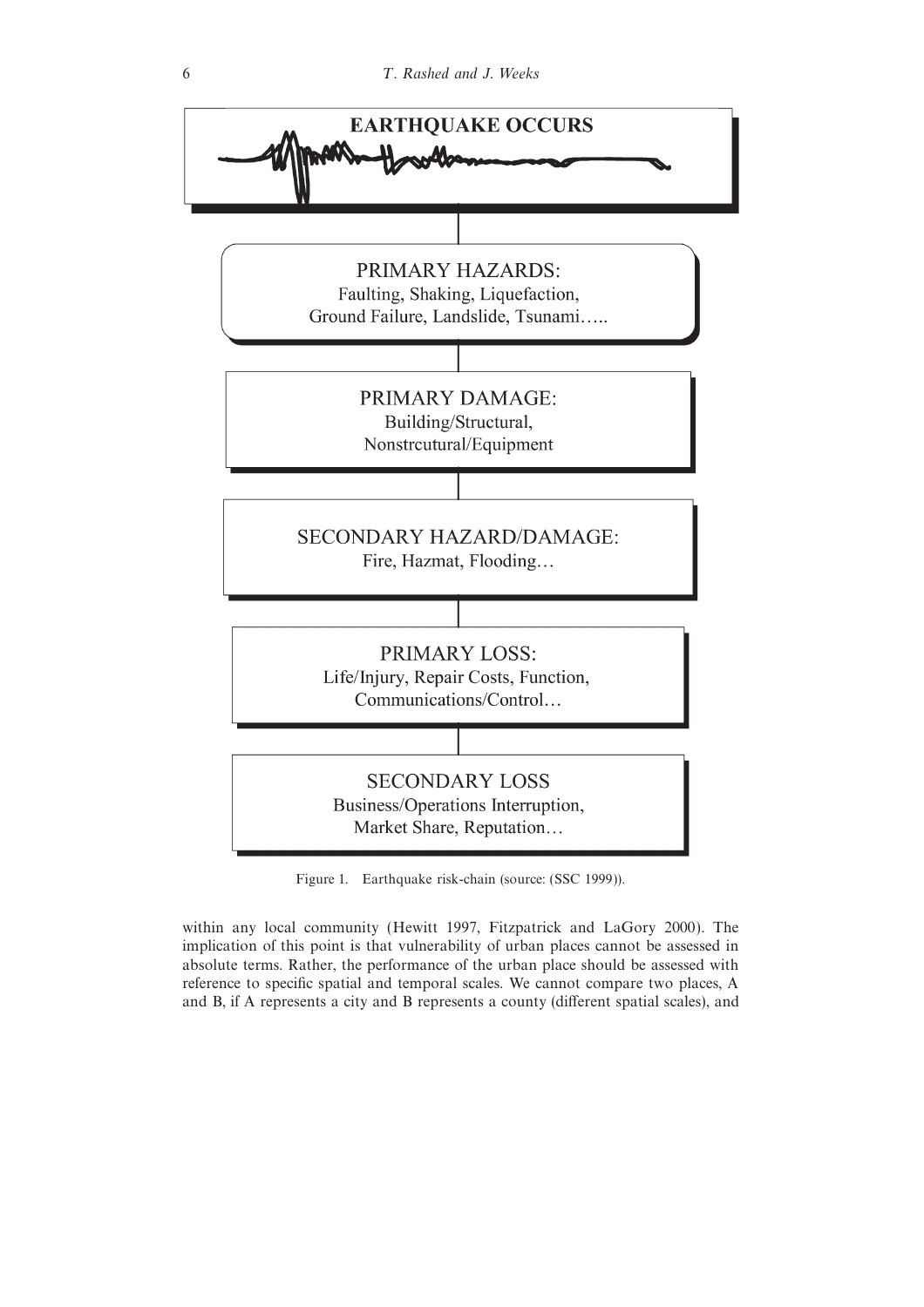**EARTHQUAKE OCCURS**

PRIMARY HAZARDS:
Faulting, Shaking, Liquefaction,
Ground Failure, Landslide, Tsunami…..

PRIMARY DAMAGE:
Building/Structural,
Nonstrcutural/Equipment

SECONDARY HAZARD/DAMAGE:
Fire, Hazmat, Flooding…

PRIMARY LOSS:
Life/Injury, Repair Costs, Function,
Communications/Control…

SECONDARY LOSS
Business/Operations Interruption,
Market Share, Reputation…

Figure 1. Earthquake risk-chain (source: (SSC 1999)).

within any local community (Hewitt 1997, Fitzpatrick and LaGory 2000). The implication of this point is that vulnerability of urban places cannot be assessed in absolute terms. Rather, the performance of the urban place should be assessed with reference to specific spatial and temporal scales. We cannot compare two places, A and B, if A represents a city and B represents a county (different spatial scales), and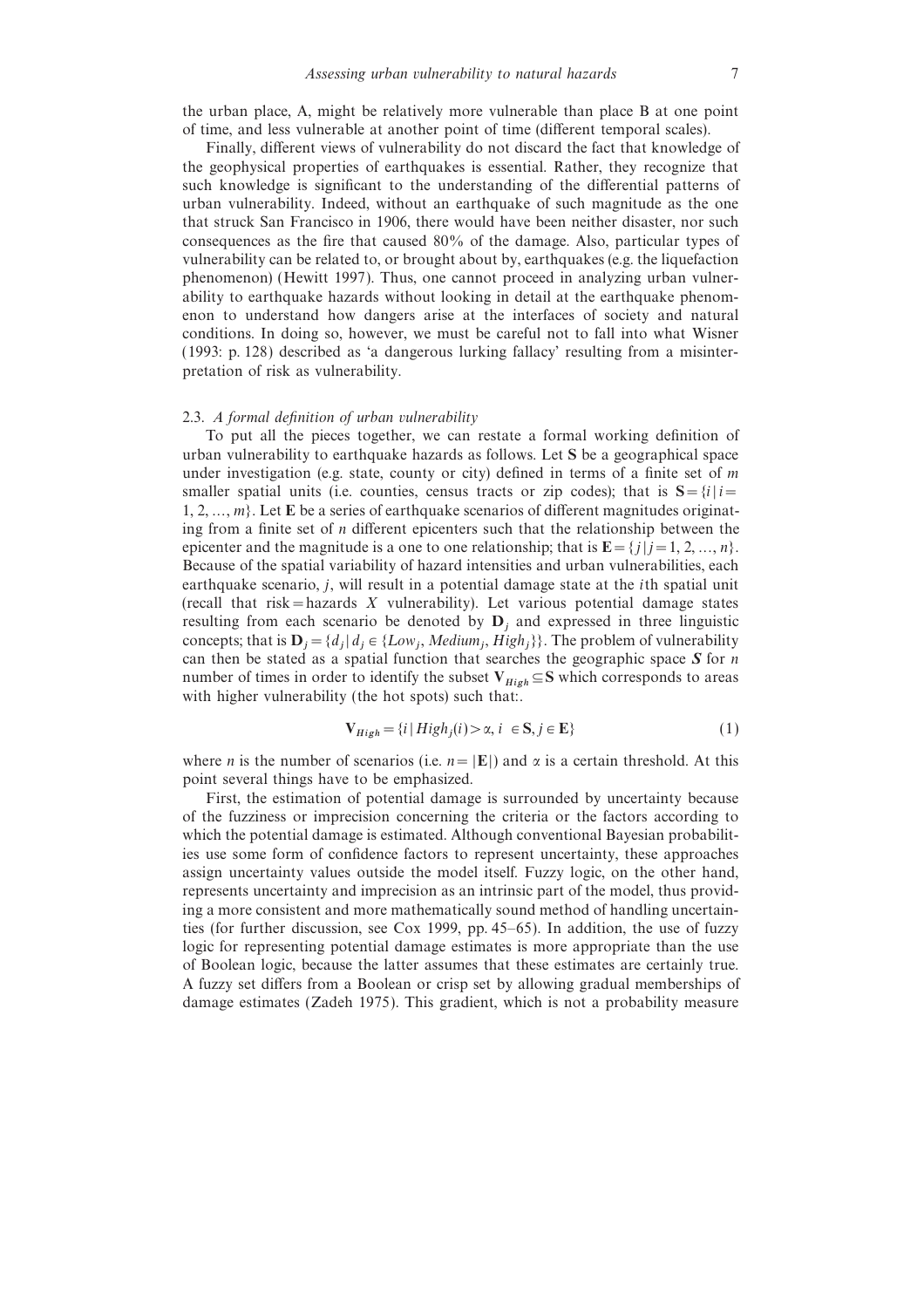the urban place, A, might be relatively more vulnerable than place B at one point of time, and less vulnerable at another point of time (different temporal scales).

Finally, different views of vulnerability do not discard the fact that knowledge of the geophysical properties of earthquakes is essential. Rather, they recognize that such knowledge is significant to the understanding of the differential patterns of urban vulnerability. Indeed, without an earthquake of such magnitude as the one that struck San Francisco in 1906, there would have been neither disaster, nor such consequences as the fire that caused 80% of the damage. Also, particular types of vulnerability can be related to, or brought about by, earthquakes (e.g. the liquefaction phenomenon) (Hewitt 1997). Thus, one cannot proceed in analyzing urban vulnerability to earthquake hazards without looking in detail at the earthquake phenomenon to understand how dangers arise at the interfaces of society and natural conditions. In doing so, however, we must be careful not to fall into what Wisner (1993: p. 128) described as 'a dangerous lurking fallacy' resulting from a misinterpretation of risk as vulnerability.

### 2.3. *A formal definition of urban vulnerability*

To put all the pieces together, we can restate a formal working definition of urban vulnerability to earthquake hazards as follows. Let $\mathbf{S}$ be a geographical space under investigation (e.g. state, county or city) defined in terms of a finite set of $m$ smaller spatial units (i.e. counties, census tracts or zip codes); that is $\mathbf{S}=\{i \mid i=1, 2, \ldots, m\}$. Let $\mathbf{E}$ be a series of earthquake scenarios of different magnitudes originating from a finite set of $n$ different epicenters such that the relationship between the epicenter and the magnitude is a one to one relationship; that is $\mathbf{E}=\{j \mid j=1, 2, \ldots, n\}$. Because of the spatial variability of hazard intensities and urban vulnerabilities, each earthquake scenario, $j$, will result in a potential damage state at the $i$th spatial unit (recall that risk = hazards $X$ vulnerability). Let various potential damage states resulting from each scenario be denoted by $\mathbf{D}_j$ and expressed in three linguistic concepts; that is $\mathbf{D}_j=\{d_j \mid d_j \in \{Low_j, Medium_j, High_j\}\}$. The problem of vulnerability can then be stated as a spatial function that searches the geographic space $\boldsymbol{S}$ for $n$ number of times in order to identify the subset $\mathbf{V}_{High} \subseteq \mathbf{S}$ which corresponds to areas with higher vulnerability (the hot spots) such that:.

$$\mathbf{V}_{High}=\{i \mid High_j(i)>\alpha,\ i\ \in \mathbf{S}, j \in \mathbf{E}\} \tag{1}$$

where $n$ is the number of scenarios (i.e. $n=|\mathbf{E}|$) and $\alpha$ is a certain threshold. At this point several things have to be emphasized.

First, the estimation of potential damage is surrounded by uncertainty because of the fuzziness or imprecision concerning the criteria or the factors according to which the potential damage is estimated. Although conventional Bayesian probabilities use some form of confidence factors to represent uncertainty, these approaches assign uncertainty values outside the model itself. Fuzzy logic, on the other hand, represents uncertainty and imprecision as an intrinsic part of the model, thus providing a more consistent and more mathematically sound method of handling uncertainties (for further discussion, see Cox 1999, pp. 45–65). In addition, the use of fuzzy logic for representing potential damage estimates is more appropriate than the use of Boolean logic, because the latter assumes that these estimates are certainly true. A fuzzy set differs from a Boolean or crisp set by allowing gradual memberships of damage estimates (Zadeh 1975). This gradient, which is not a probability measure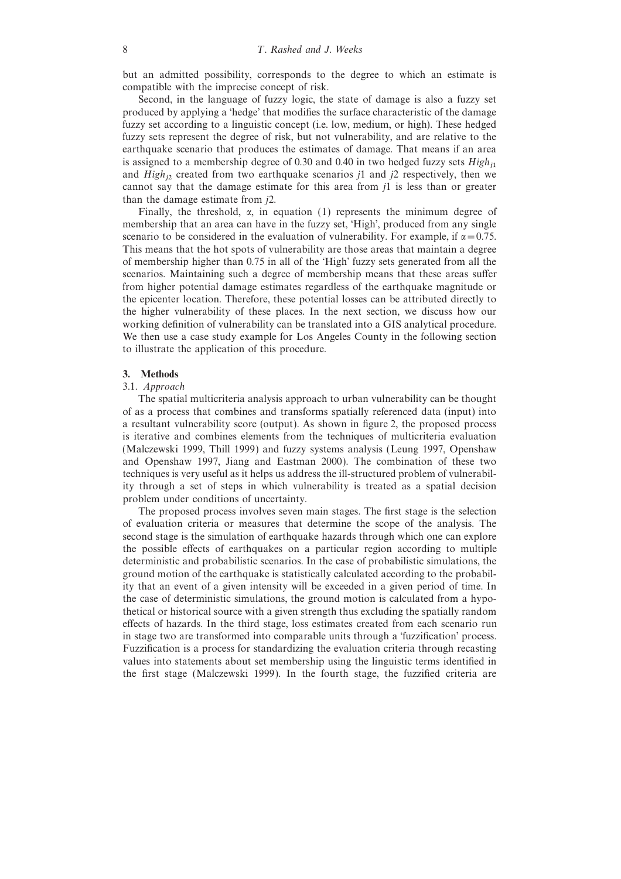but an admitted possibility, corresponds to the degree to which an estimate is compatible with the imprecise concept of risk.

Second, in the language of fuzzy logic, the state of damage is also a fuzzy set produced by applying a 'hedge' that modifies the surface characteristic of the damage fuzzy set according to a linguistic concept (i.e. low, medium, or high). These hedged fuzzy sets represent the degree of risk, but not vulnerability, and are relative to the earthquake scenario that produces the estimates of damage. That means if an area is assigned to a membership degree of 0.30 and 0.40 in two hedged fuzzy sets $High_{j1}$ and $High_{j2}$ created from two earthquake scenarios $j1$ and $j2$ respectively, then we cannot say that the damage estimate for this area from $j1$ is less than or greater than the damage estimate from $j2$.

Finally, the threshold, $\alpha$, in equation (1) represents the minimum degree of membership that an area can have in the fuzzy set, 'High', produced from any single scenario to be considered in the evaluation of vulnerability. For example, if $\alpha = 0.75$. This means that the hot spots of vulnerability are those areas that maintain a degree of membership higher than 0.75 in all of the 'High' fuzzy sets generated from all the scenarios. Maintaining such a degree of membership means that these areas suffer from higher potential damage estimates regardless of the earthquake magnitude or the epicenter location. Therefore, these potential losses can be attributed directly to the higher vulnerability of these places. In the next section, we discuss how our working definition of vulnerability can be translated into a GIS analytical procedure. We then use a case study example for Los Angeles County in the following section to illustrate the application of this procedure.

## 3. Methods

### 3.1. *Approach*

The spatial multicriteria analysis approach to urban vulnerability can be thought of as a process that combines and transforms spatially referenced data (input) into a resultant vulnerability score (output). As shown in figure 2, the proposed process is iterative and combines elements from the techniques of multicriteria evaluation (Malczewski 1999, Thill 1999) and fuzzy systems analysis (Leung 1997, Openshaw and Openshaw 1997, Jiang and Eastman 2000). The combination of these two techniques is very useful as it helps us address the ill-structured problem of vulnerability through a set of steps in which vulnerability is treated as a spatial decision problem under conditions of uncertainty.

The proposed process involves seven main stages. The first stage is the selection of evaluation criteria or measures that determine the scope of the analysis. The second stage is the simulation of earthquake hazards through which one can explore the possible effects of earthquakes on a particular region according to multiple deterministic and probabilistic scenarios. In the case of probabilistic simulations, the ground motion of the earthquake is statistically calculated according to the probability that an event of a given intensity will be exceeded in a given period of time. In the case of deterministic simulations, the ground motion is calculated from a hypothetical or historical source with a given strength thus excluding the spatially random effects of hazards. In the third stage, loss estimates created from each scenario run in stage two are transformed into comparable units through a 'fuzzification' process. Fuzzification is a process for standardizing the evaluation criteria through recasting values into statements about set membership using the linguistic terms identified in the first stage (Malczewski 1999). In the fourth stage, the fuzzified criteria are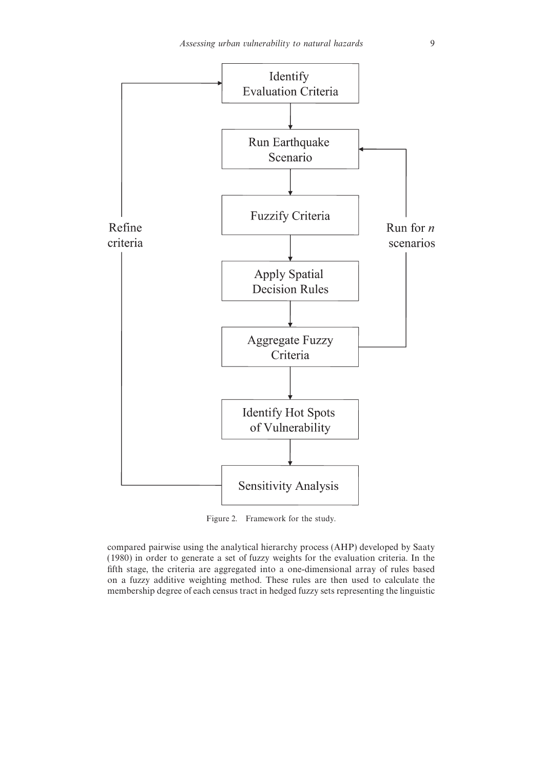Figure 2. Framework for the study.

compared pairwise using the analytical hierarchy process (AHP) developed by Saaty (1980) in order to generate a set of fuzzy weights for the evaluation criteria. In the fifth stage, the criteria are aggregated into a one-dimensional array of rules based on a fuzzy additive weighting method. These rules are then used to calculate the membership degree of each census tract in hedged fuzzy sets representing the linguistic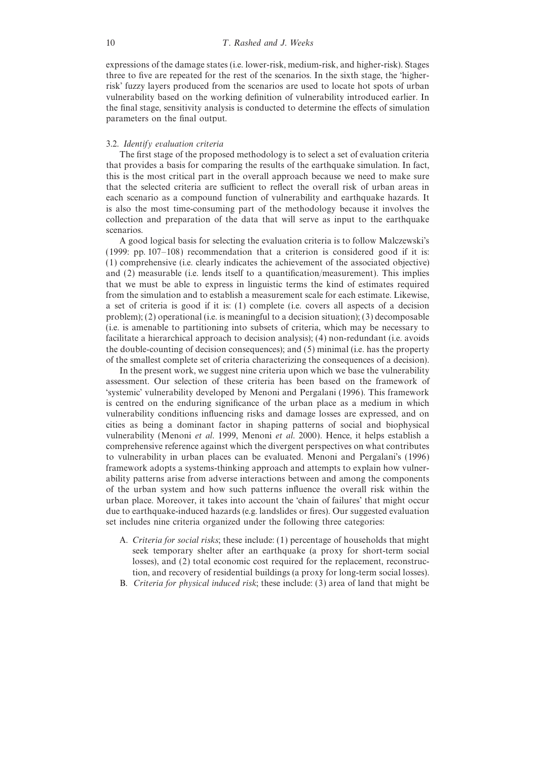expressions of the damage states (i.e. lower-risk, medium-risk, and higher-risk). Stages three to five are repeated for the rest of the scenarios. In the sixth stage, the 'higher-risk' fuzzy layers produced from the scenarios are used to locate hot spots of urban vulnerability based on the working definition of vulnerability introduced earlier. In the final stage, sensitivity analysis is conducted to determine the effects of simulation parameters on the final output.

### 3.2. *Identify evaluation criteria*

The first stage of the proposed methodology is to select a set of evaluation criteria that provides a basis for comparing the results of the earthquake simulation. In fact, this is the most critical part in the overall approach because we need to make sure that the selected criteria are sufficient to reflect the overall risk of urban areas in each scenario as a compound function of vulnerability and earthquake hazards. It is also the most time-consuming part of the methodology because it involves the collection and preparation of the data that will serve as input to the earthquake scenarios.

A good logical basis for selecting the evaluation criteria is to follow Malczewski's (1999: pp. 107–108) recommendation that a criterion is considered good if it is: (1) comprehensive (i.e. clearly indicates the achievement of the associated objective) and (2) measurable (i.e. lends itself to a quantification/measurement). This implies that we must be able to express in linguistic terms the kind of estimates required from the simulation and to establish a measurement scale for each estimate. Likewise, a set of criteria is good if it is: (1) complete (i.e. covers all aspects of a decision problem); (2) operational (i.e. is meaningful to a decision situation); (3) decomposable (i.e. is amenable to partitioning into subsets of criteria, which may be necessary to facilitate a hierarchical approach to decision analysis); (4) non-redundant (i.e. avoids the double-counting of decision consequences); and (5) minimal (i.e. has the property of the smallest complete set of criteria characterizing the consequences of a decision).

In the present work, we suggest nine criteria upon which we base the vulnerability assessment. Our selection of these criteria has been based on the framework of 'systemic' vulnerability developed by Menoni and Pergalani (1996). This framework is centred on the enduring significance of the urban place as a medium in which vulnerability conditions influencing risks and damage losses are expressed, and on cities as being a dominant factor in shaping patterns of social and biophysical vulnerability (Menoni *et al*. 1999, Menoni *et al*. 2000). Hence, it helps establish a comprehensive reference against which the divergent perspectives on what contributes to vulnerability in urban places can be evaluated. Menoni and Pergalani's (1996) framework adopts a systems-thinking approach and attempts to explain how vulnerability patterns arise from adverse interactions between and among the components of the urban system and how such patterns influence the overall risk within the urban place. Moreover, it takes into account the 'chain of failures' that might occur due to earthquake-induced hazards (e.g. landslides or fires). Our suggested evaluation set includes nine criteria organized under the following three categories:

A. *Criteria for social risks*; these include: (1) percentage of households that might seek temporary shelter after an earthquake (a proxy for short-term social losses), and (2) total economic cost required for the replacement, reconstruction, and recovery of residential buildings (a proxy for long-term social losses).

B. *Criteria for physical induced risk*; these include: (3) area of land that might be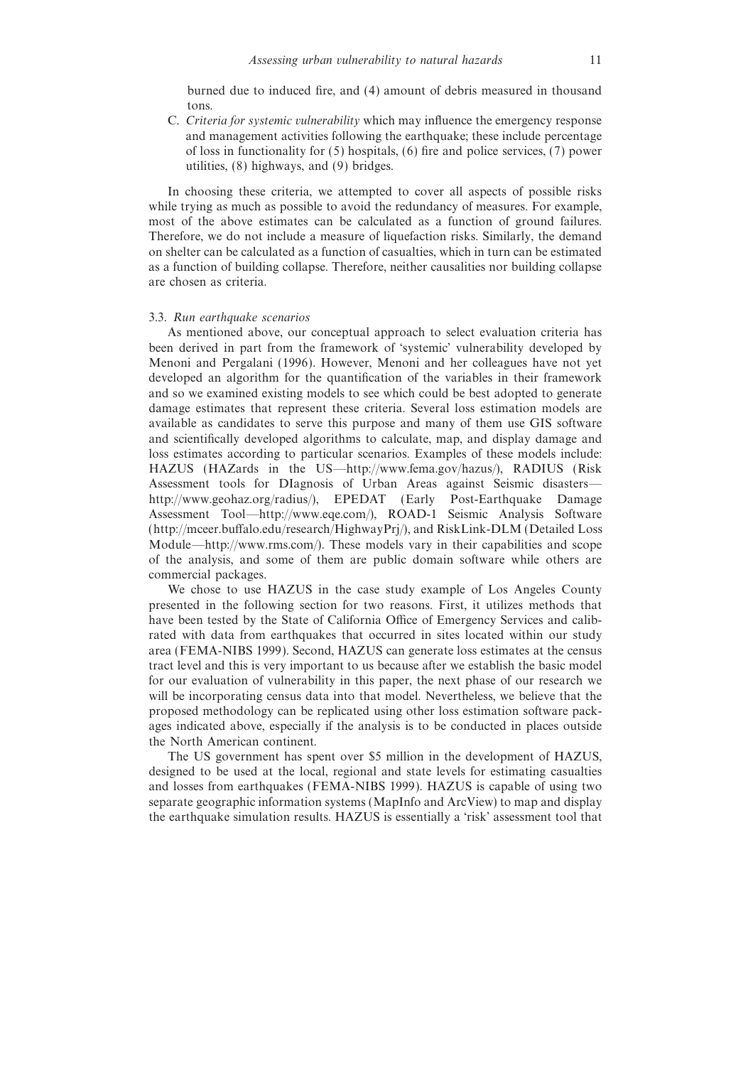burned due to induced fire, and (4) amount of debris measured in thousand tons.

C. *Criteria for systemic vulnerability* which may influence the emergency response and management activities following the earthquake; these include percentage of loss in functionality for (5) hospitals, (6) fire and police services, (7) power utilities, (8) highways, and (9) bridges.

In choosing these criteria, we attempted to cover all aspects of possible risks while trying as much as possible to avoid the redundancy of measures. For example, most of the above estimates can be calculated as a function of ground failures. Therefore, we do not include a measure of liquefaction risks. Similarly, the demand on shelter can be calculated as a function of casualties, which in turn can be estimated as a function of building collapse. Therefore, neither causalities nor building collapse are chosen as criteria.

### 3.3. *Run earthquake scenarios*

As mentioned above, our conceptual approach to select evaluation criteria has been derived in part from the framework of 'systemic' vulnerability developed by Menoni and Pergalani (1996). However, Menoni and her colleagues have not yet developed an algorithm for the quantification of the variables in their framework and so we examined existing models to see which could be best adopted to generate damage estimates that represent these criteria. Several loss estimation models are available as candidates to serve this purpose and many of them use GIS software and scientifically developed algorithms to calculate, map, and display damage and loss estimates according to particular scenarios. Examples of these models include: HAZUS (HAZards in the US—http://www.fema.gov/hazus/), RADIUS (Risk Assessment tools for DIagnosis of Urban Areas against Seismic disasters—http://www.geohaz.org/radius/), EPEDAT (Early Post-Earthquake Damage Assessment Tool—http://www.eqe.com/), ROAD-1 Seismic Analysis Software (http://mceer.buffalo.edu/research/HighwayPrj/), and RiskLink-DLM (Detailed Loss Module—http://www.rms.com/). These models vary in their capabilities and scope of the analysis, and some of them are public domain software while others are commercial packages.

We chose to use HAZUS in the case study example of Los Angeles County presented in the following section for two reasons. First, it utilizes methods that have been tested by the State of California Office of Emergency Services and calibrated with data from earthquakes that occurred in sites located within our study area (FEMA-NIBS 1999). Second, HAZUS can generate loss estimates at the census tract level and this is very important to us because after we establish the basic model for our evaluation of vulnerability in this paper, the next phase of our research we will be incorporating census data into that model. Nevertheless, we believe that the proposed methodology can be replicated using other loss estimation software packages indicated above, especially if the analysis is to be conducted in places outside the North American continent.

The US government has spent over $5 million in the development of HAZUS, designed to be used at the local, regional and state levels for estimating casualties and losses from earthquakes (FEMA-NIBS 1999). HAZUS is capable of using two separate geographic information systems (MapInfo and ArcView) to map and display the earthquake simulation results. HAZUS is essentially a 'risk' assessment tool that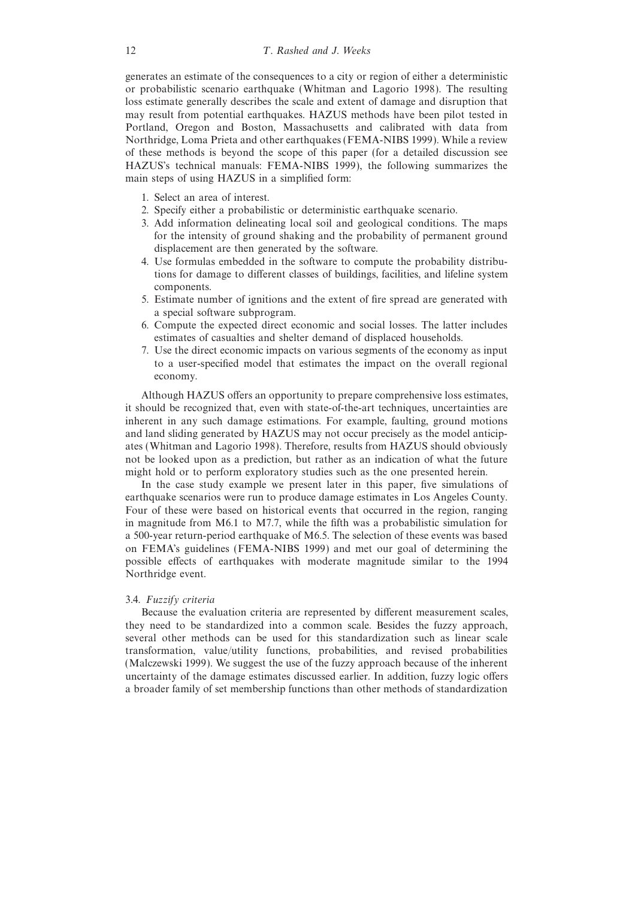generates an estimate of the consequences to a city or region of either a deterministic or probabilistic scenario earthquake (Whitman and Lagorio 1998). The resulting loss estimate generally describes the scale and extent of damage and disruption that may result from potential earthquakes. HAZUS methods have been pilot tested in Portland, Oregon and Boston, Massachusetts and calibrated with data from Northridge, Loma Prieta and other earthquakes (FEMA-NIBS 1999). While a review of these methods is beyond the scope of this paper (for a detailed discussion see HAZUS's technical manuals: FEMA-NIBS 1999), the following summarizes the main steps of using HAZUS in a simplified form:

1. Select an area of interest.
2. Specify either a probabilistic or deterministic earthquake scenario.
3. Add information delineating local soil and geological conditions. The maps for the intensity of ground shaking and the probability of permanent ground displacement are then generated by the software.
4. Use formulas embedded in the software to compute the probability distributions for damage to different classes of buildings, facilities, and lifeline system components.
5. Estimate number of ignitions and the extent of fire spread are generated with a special software subprogram.
6. Compute the expected direct economic and social losses. The latter includes estimates of casualties and shelter demand of displaced households.
7. Use the direct economic impacts on various segments of the economy as input to a user-specified model that estimates the impact on the overall regional economy.

Although HAZUS offers an opportunity to prepare comprehensive loss estimates, it should be recognized that, even with state-of-the-art techniques, uncertainties are inherent in any such damage estimations. For example, faulting, ground motions and land sliding generated by HAZUS may not occur precisely as the model anticipates (Whitman and Lagorio 1998). Therefore, results from HAZUS should obviously not be looked upon as a prediction, but rather as an indication of what the future might hold or to perform exploratory studies such as the one presented herein.

In the case study example we present later in this paper, five simulations of earthquake scenarios were run to produce damage estimates in Los Angeles County. Four of these were based on historical events that occurred in the region, ranging in magnitude from M6.1 to M7.7, while the fifth was a probabilistic simulation for a 500-year return-period earthquake of M6.5. The selection of these events was based on FEMA's guidelines (FEMA-NIBS 1999) and met our goal of determining the possible effects of earthquakes with moderate magnitude similar to the 1994 Northridge event.

### 3.4. *Fuzzify criteria*

Because the evaluation criteria are represented by different measurement scales, they need to be standardized into a common scale. Besides the fuzzy approach, several other methods can be used for this standardization such as linear scale transformation, value/utility functions, probabilities, and revised probabilities (Malczewski 1999). We suggest the use of the fuzzy approach because of the inherent uncertainty of the damage estimates discussed earlier. In addition, fuzzy logic offers a broader family of set membership functions than other methods of standardization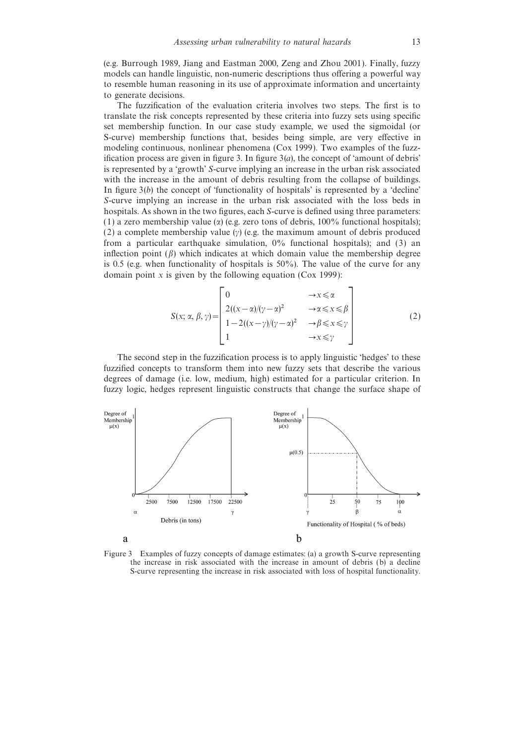(e.g. Burrough 1989, Jiang and Eastman 2000, Zeng and Zhou 2001). Finally, fuzzy models can handle linguistic, non-numeric descriptions thus offering a powerful way to resemble human reasoning in its use of approximate information and uncertainty to generate decisions.

The fuzzification of the evaluation criteria involves two steps. The first is to translate the risk concepts represented by these criteria into fuzzy sets using specific set membership function. In our case study example, we used the sigmoidal (or S-curve) membership functions that, besides being simple, are very effective in modeling continuous, nonlinear phenomena (Cox 1999). Two examples of the fuzzification process are given in figure 3. In figure 3(*a*), the concept of 'amount of debris' is represented by a 'growth' *S*-curve implying an increase in the urban risk associated with the increase in the amount of debris resulting from the collapse of buildings. In figure 3(*b*) the concept of 'functionality of hospitals' is represented by a 'decline' *S*-curve implying an increase in the urban risk associated with the loss beds in hospitals. As shown in the two figures, each *S*-curve is defined using three parameters: (1) a zero membership value ($\alpha$) (e.g. zero tons of debris, 100% functional hospitals); (2) a complete membership value ($\gamma$) (e.g. the maximum amount of debris produced from a particular earthquake simulation, 0% functional hospitals); and (3) an inflection point ($\beta$) which indicates at which domain value the membership degree is 0.5 (e.g. when functionality of hospitals is 50%). The value of the curve for any domain point $x$ is given by the following equation (Cox 1999):

$$S(x;\alpha,\beta,\gamma)=\begin{bmatrix} 0 & \rightarrow x \leqslant \alpha \\ 2((x-\alpha)/(\gamma-\alpha)^2 & \rightarrow \alpha \leqslant x \leqslant \beta \\ 1-2((x-\gamma)/(\gamma-\alpha)^2 & \rightarrow \beta \leqslant x \leqslant \gamma \\ 1 & \rightarrow x \leqslant \gamma \end{bmatrix} \tag{2}$$

The second step in the fuzzification process is to apply linguistic 'hedges' to these fuzzified concepts to transform them into new fuzzy sets that describe the various degrees of damage (i.e. low, medium, high) estimated for a particular criterion. In fuzzy logic, hedges represent linguistic constructs that change the surface shape of

Figure 3 Examples of fuzzy concepts of damage estimates: (a) a growth S-curve representing the increase in risk associated with the increase in amount of debris (b) a decline S-curve representing the increase in risk associated with loss of hospital functionality.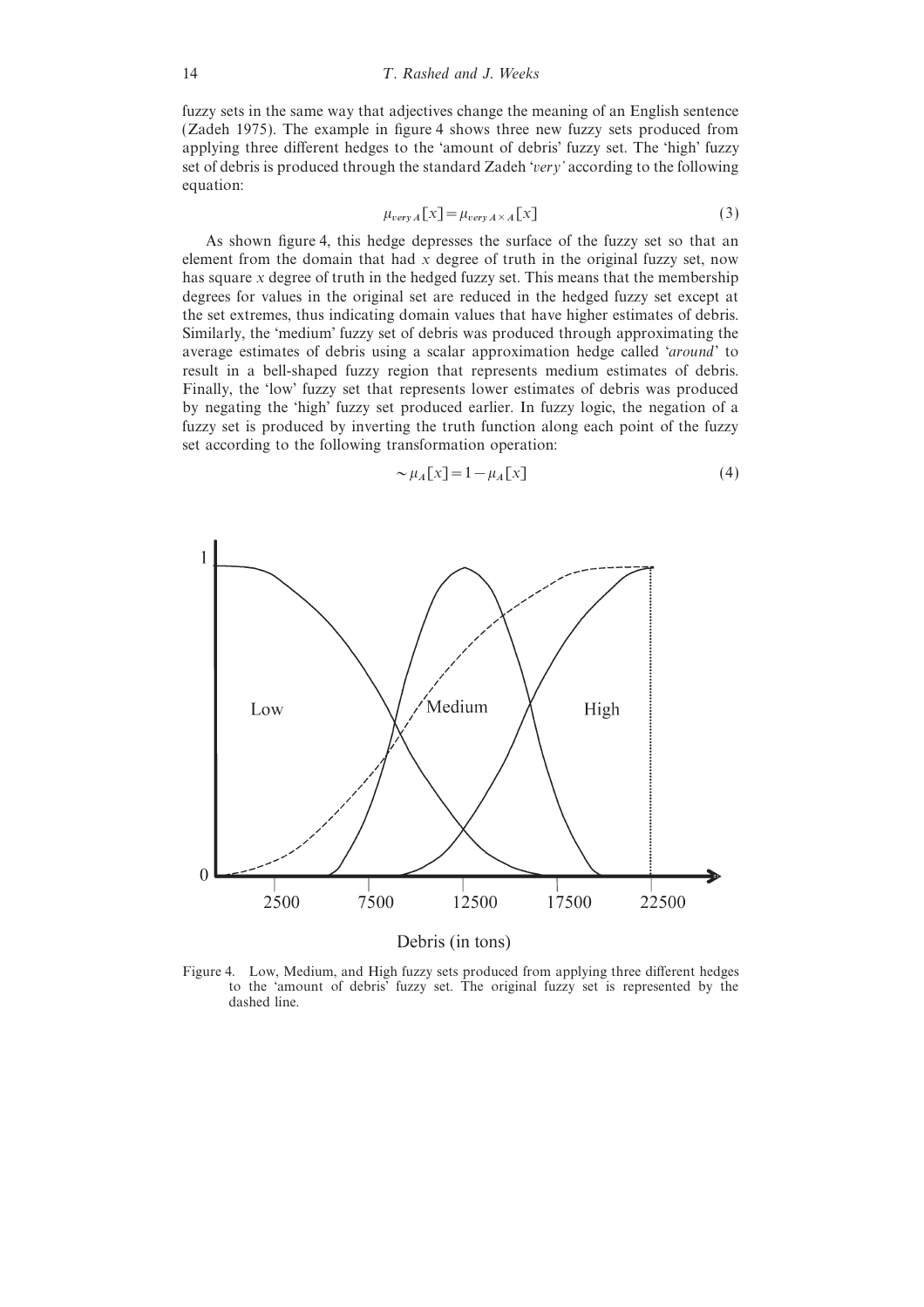fuzzy sets in the same way that adjectives change the meaning of an English sentence (Zadeh 1975). The example in figure 4 shows three new fuzzy sets produced from applying three different hedges to the 'amount of debris' fuzzy set. The 'high' fuzzy set of debris is produced through the standard Zadeh '*very*' according to the following equation:

$$\mu_{very\,A}[x] = \mu_{very\,A \times A}[x] \tag{3}$$

As shown figure 4, this hedge depresses the surface of the fuzzy set so that an element from the domain that had $x$ degree of truth in the original fuzzy set, now has square $x$ degree of truth in the hedged fuzzy set. This means that the membership degrees for values in the original set are reduced in the hedged fuzzy set except at the set extremes, thus indicating domain values that have higher estimates of debris. Similarly, the 'medium' fuzzy set of debris was produced through approximating the average estimates of debris using a scalar approximation hedge called '*around*' to result in a bell-shaped fuzzy region that represents medium estimates of debris. Finally, the 'low' fuzzy set that represents lower estimates of debris was produced by negating the 'high' fuzzy set produced earlier. In fuzzy logic, the negation of a fuzzy set is produced by inverting the truth function along each point of the fuzzy set according to the following transformation operation:

$$\sim \mu_A[x] = 1 - \mu_A[x] \tag{4}$$

Figure 4. Low, Medium, and High fuzzy sets produced from applying three different hedges to the 'amount of debris' fuzzy set. The original fuzzy set is represented by the dashed line.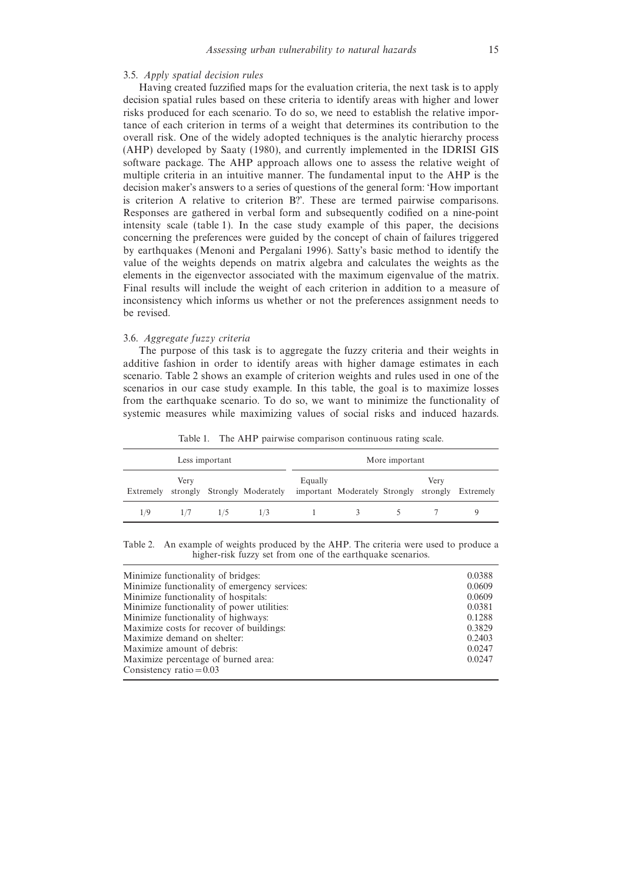### 3.5. *Apply spatial decision rules*

Having created fuzzified maps for the evaluation criteria, the next task is to apply decision spatial rules based on these criteria to identify areas with higher and lower risks produced for each scenario. To do so, we need to establish the relative importance of each criterion in terms of a weight that determines its contribution to the overall risk. One of the widely adopted techniques is the analytic hierarchy process (AHP) developed by Saaty (1980), and currently implemented in the IDRISI GIS software package. The AHP approach allows one to assess the relative weight of multiple criteria in an intuitive manner. The fundamental input to the AHP is the decision maker's answers to a series of questions of the general form: 'How important is criterion A relative to criterion B?'. These are termed pairwise comparisons. Responses are gathered in verbal form and subsequently codified on a nine-point intensity scale (table 1). In the case study example of this paper, the decisions concerning the preferences were guided by the concept of chain of failures triggered by earthquakes (Menoni and Pergalani 1996). Satty's basic method to identify the value of the weights depends on matrix algebra and calculates the weights as the elements in the eigenvector associated with the maximum eigenvalue of the matrix. Final results will include the weight of each criterion in addition to a measure of inconsistency which informs us whether or not the preferences assignment needs to be revised.

### 3.6. *Aggregate fuzzy criteria*

The purpose of this task is to aggregate the fuzzy criteria and their weights in additive fashion in order to identify areas with higher damage estimates in each scenario. Table 2 shows an example of criterion weights and rules used in one of the scenarios in our case study example. In this table, the goal is to maximize losses from the earthquake scenario. To do so, we want to minimize the functionality of systemic measures while maximizing values of social risks and induced hazards.

Table 1. The AHP pairwise comparison continuous rating scale.

| Less important | | | | | More important | | | |
|---|---|---|---|---|---|---|---|---|
| Extremely | Very strongly | Strongly | Moderately | Equally important | Moderately | Strongly | Very strongly | Extremely |
| 1/9 | 1/7 | 1/5 | 1/3 | 1 | 3 | 5 | 7 | 9 |

Table 2. An example of weights produced by the AHP. The criteria were used to produce a higher-risk fuzzy set from one of the earthquake scenarios.

| Criterion | Weight |
|---|---|
| Minimize functionality of bridges: | 0.0388 |
| Minimize functionality of emergency services: | 0.0609 |
| Minimize functionality of hospitals: | 0.0609 |
| Minimize functionality of power utilities: | 0.0381 |
| Minimize functionality of highways: | 0.1288 |
| Maximize costs for recover of buildings: | 0.3829 |
| Maximize demand on shelter: | 0.2403 |
| Maximize amount of debris: | 0.0247 |
| Maximize percentage of burned area: | 0.0247 |
| Consistency ratio = 0.03 | |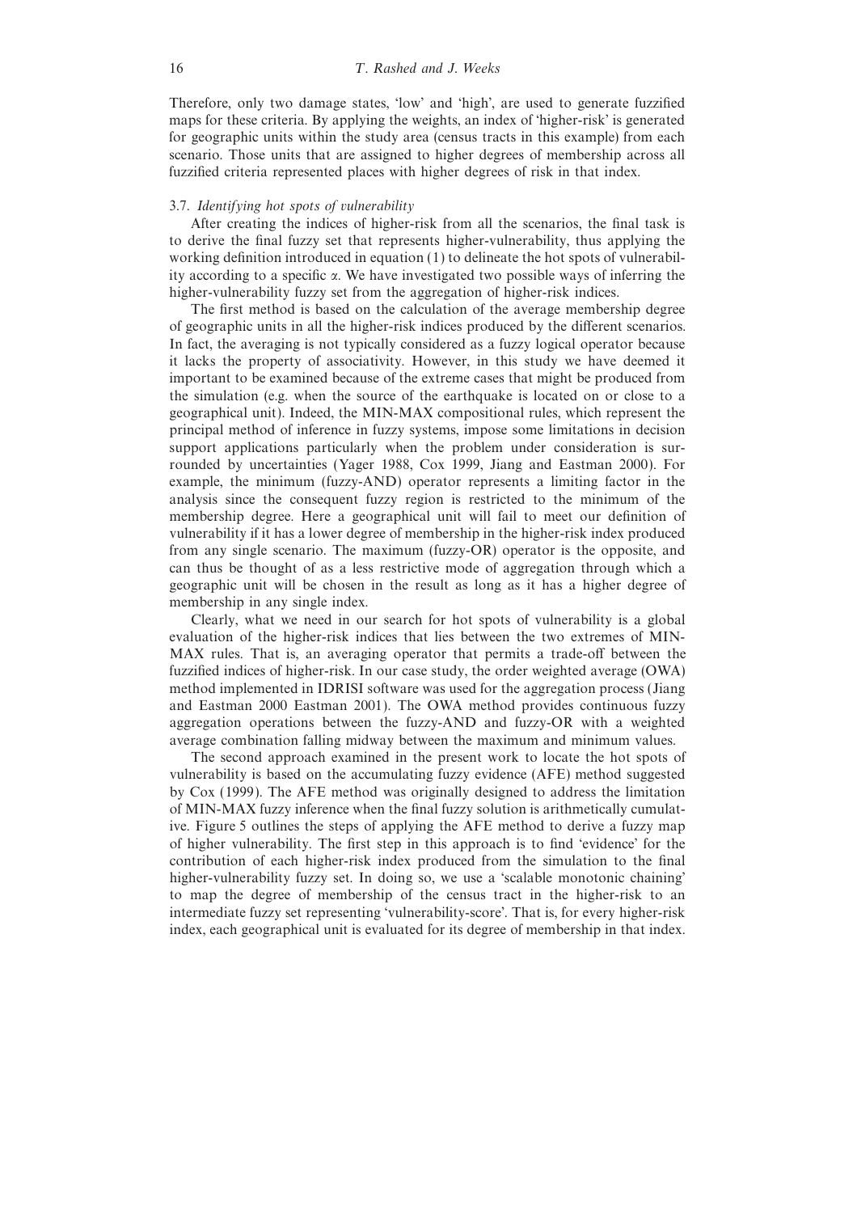Therefore, only two damage states, 'low' and 'high', are used to generate fuzzified maps for these criteria. By applying the weights, an index of 'higher-risk' is generated for geographic units within the study area (census tracts in this example) from each scenario. Those units that are assigned to higher degrees of membership across all fuzzified criteria represented places with higher degrees of risk in that index.

### 3.7. *Identifying hot spots of vulnerability*

After creating the indices of higher-risk from all the scenarios, the final task is to derive the final fuzzy set that represents higher-vulnerability, thus applying the working definition introduced in equation (1) to delineate the hot spots of vulnerability according to a specific $\alpha$. We have investigated two possible ways of inferring the higher-vulnerability fuzzy set from the aggregation of higher-risk indices.

The first method is based on the calculation of the average membership degree of geographic units in all the higher-risk indices produced by the different scenarios. In fact, the averaging is not typically considered as a fuzzy logical operator because it lacks the property of associativity. However, in this study we have deemed it important to be examined because of the extreme cases that might be produced from the simulation (e.g. when the source of the earthquake is located on or close to a geographical unit). Indeed, the MIN-MAX compositional rules, which represent the principal method of inference in fuzzy systems, impose some limitations in decision support applications particularly when the problem under consideration is surrounded by uncertainties (Yager 1988, Cox 1999, Jiang and Eastman 2000). For example, the minimum (fuzzy-AND) operator represents a limiting factor in the analysis since the consequent fuzzy region is restricted to the minimum of the membership degree. Here a geographical unit will fail to meet our definition of vulnerability if it has a lower degree of membership in the higher-risk index produced from any single scenario. The maximum (fuzzy-OR) operator is the opposite, and can thus be thought of as a less restrictive mode of aggregation through which a geographic unit will be chosen in the result as long as it has a higher degree of membership in any single index.

Clearly, what we need in our search for hot spots of vulnerability is a global evaluation of the higher-risk indices that lies between the two extremes of MIN-MAX rules. That is, an averaging operator that permits a trade-off between the fuzzified indices of higher-risk. In our case study, the order weighted average (OWA) method implemented in IDRISI software was used for the aggregation process (Jiang and Eastman 2000 Eastman 2001). The OWA method provides continuous fuzzy aggregation operations between the fuzzy-AND and fuzzy-OR with a weighted average combination falling midway between the maximum and minimum values.

The second approach examined in the present work to locate the hot spots of vulnerability is based on the accumulating fuzzy evidence (AFE) method suggested by Cox (1999). The AFE method was originally designed to address the limitation of MIN-MAX fuzzy inference when the final fuzzy solution is arithmetically cumulative. Figure 5 outlines the steps of applying the AFE method to derive a fuzzy map of higher vulnerability. The first step in this approach is to find 'evidence' for the contribution of each higher-risk index produced from the simulation to the final higher-vulnerability fuzzy set. In doing so, we use a 'scalable monotonic chaining' to map the degree of membership of the census tract in the higher-risk to an intermediate fuzzy set representing 'vulnerability-score'. That is, for every higher-risk index, each geographical unit is evaluated for its degree of membership in that index.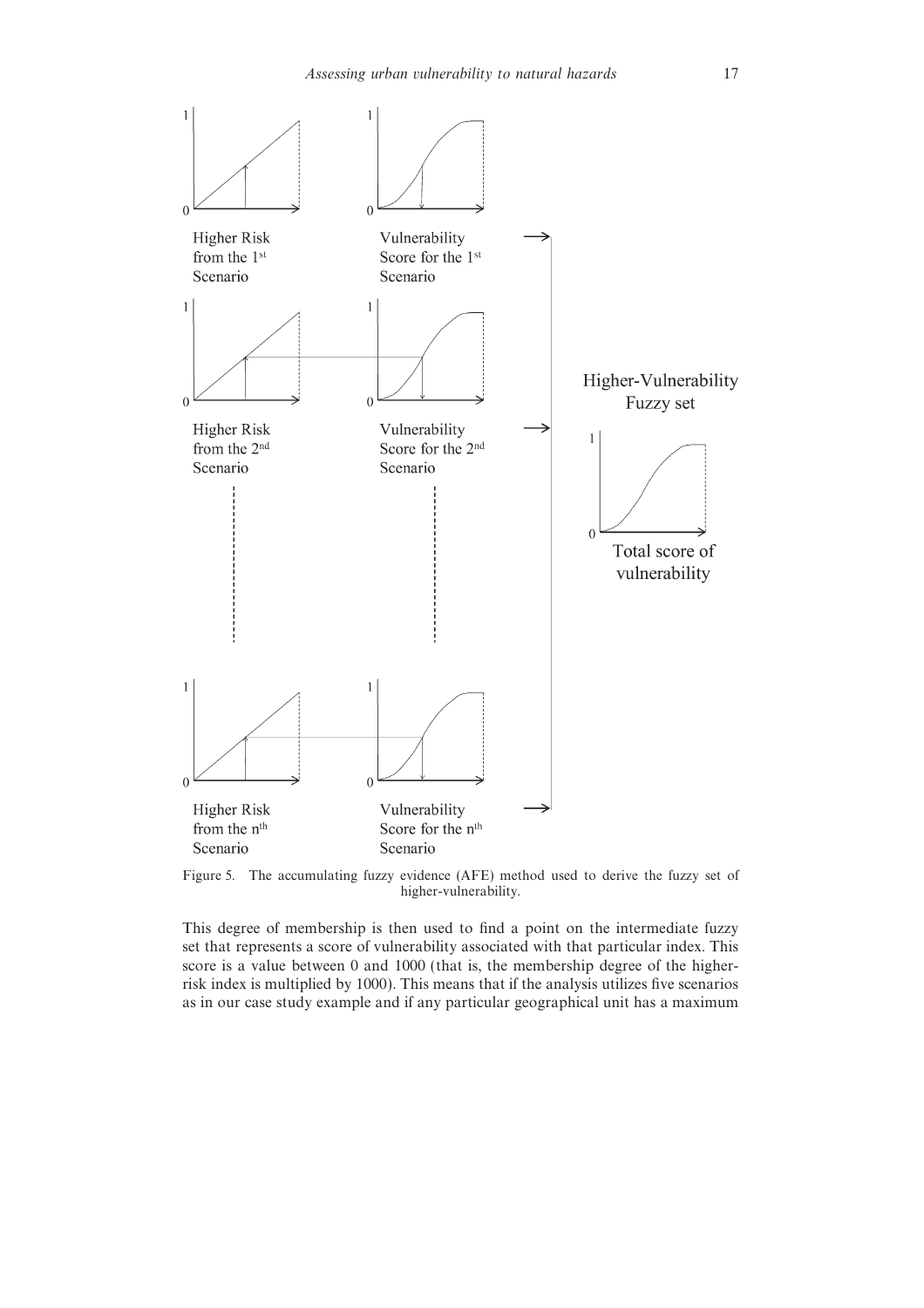Figure 5. The accumulating fuzzy evidence (AFE) method used to derive the fuzzy set of higher-vulnerability.

This degree of membership is then used to find a point on the intermediate fuzzy set that represents a score of vulnerability associated with that particular index. This score is a value between 0 and 1000 (that is, the membership degree of the higher-risk index is multiplied by 1000). This means that if the analysis utilizes five scenarios as in our case study example and if any particular geographical unit has a maximum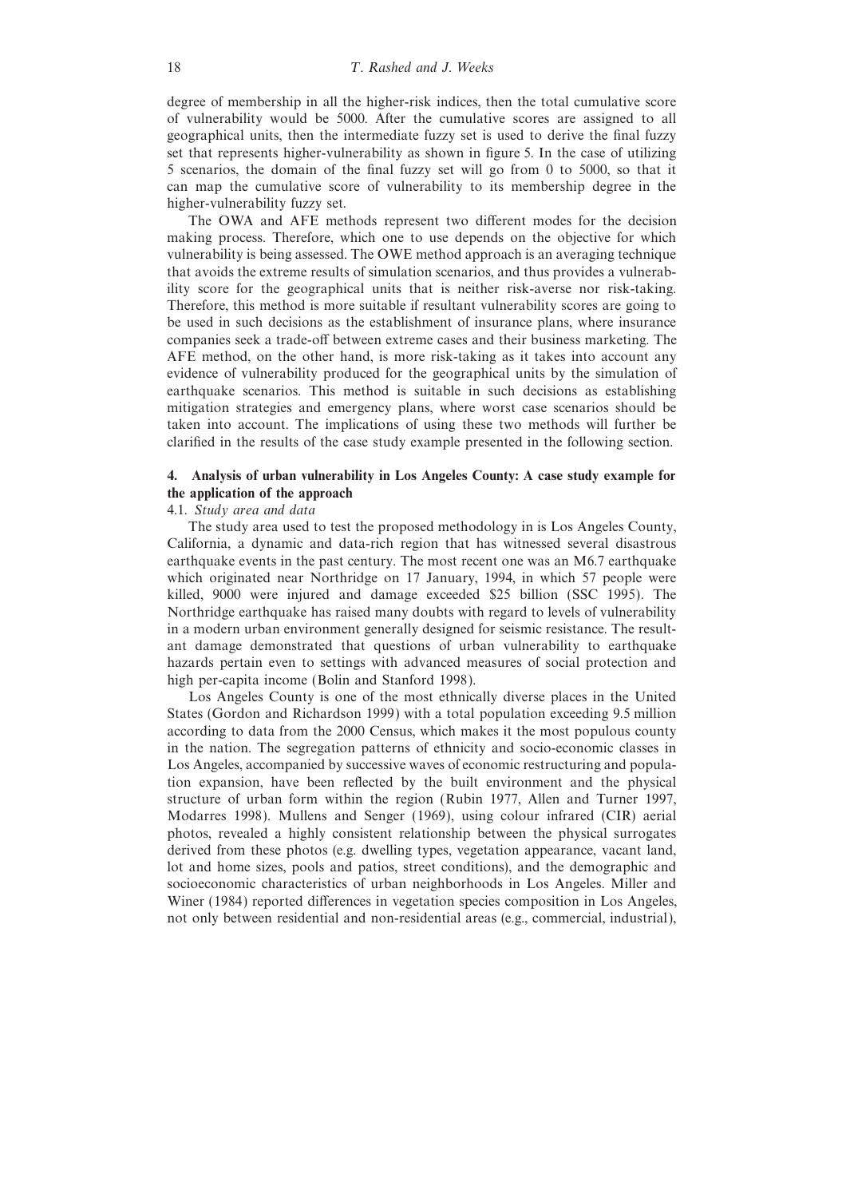degree of membership in all the higher-risk indices, then the total cumulative score of vulnerability would be 5000. After the cumulative scores are assigned to all geographical units, then the intermediate fuzzy set is used to derive the final fuzzy set that represents higher-vulnerability as shown in figure 5. In the case of utilizing 5 scenarios, the domain of the final fuzzy set will go from 0 to 5000, so that it can map the cumulative score of vulnerability to its membership degree in the higher-vulnerability fuzzy set.

The OWA and AFE methods represent two different modes for the decision making process. Therefore, which one to use depends on the objective for which vulnerability is being assessed. The OWE method approach is an averaging technique that avoids the extreme results of simulation scenarios, and thus provides a vulnerability score for the geographical units that is neither risk-averse nor risk-taking. Therefore, this method is more suitable if resultant vulnerability scores are going to be used in such decisions as the establishment of insurance plans, where insurance companies seek a trade-off between extreme cases and their business marketing. The AFE method, on the other hand, is more risk-taking as it takes into account any evidence of vulnerability produced for the geographical units by the simulation of earthquake scenarios. This method is suitable in such decisions as establishing mitigation strategies and emergency plans, where worst case scenarios should be taken into account. The implications of using these two methods will further be clarified in the results of the case study example presented in the following section.

## 4. Analysis of urban vulnerability in Los Angeles County: A case study example for the application of the approach

### 4.1. *Study area and data*

The study area used to test the proposed methodology in is Los Angeles County, California, a dynamic and data-rich region that has witnessed several disastrous earthquake events in the past century. The most recent one was an M6.7 earthquake which originated near Northridge on 17 January, 1994, in which 57 people were killed, 9000 were injured and damage exceeded $25 billion (SSC 1995). The Northridge earthquake has raised many doubts with regard to levels of vulnerability in a modern urban environment generally designed for seismic resistance. The resultant damage demonstrated that questions of urban vulnerability to earthquake hazards pertain even to settings with advanced measures of social protection and high per-capita income (Bolin and Stanford 1998).

Los Angeles County is one of the most ethnically diverse places in the United States (Gordon and Richardson 1999) with a total population exceeding 9.5 million according to data from the 2000 Census, which makes it the most populous county in the nation. The segregation patterns of ethnicity and socio-economic classes in Los Angeles, accompanied by successive waves of economic restructuring and population expansion, have been reflected by the built environment and the physical structure of urban form within the region (Rubin 1977, Allen and Turner 1997, Modarres 1998). Mullens and Senger (1969), using colour infrared (CIR) aerial photos, revealed a highly consistent relationship between the physical surrogates derived from these photos (e.g. dwelling types, vegetation appearance, vacant land, lot and home sizes, pools and patios, street conditions), and the demographic and socioeconomic characteristics of urban neighborhoods in Los Angeles. Miller and Winer (1984) reported differences in vegetation species composition in Los Angeles, not only between residential and non-residential areas (e.g., commercial, industrial),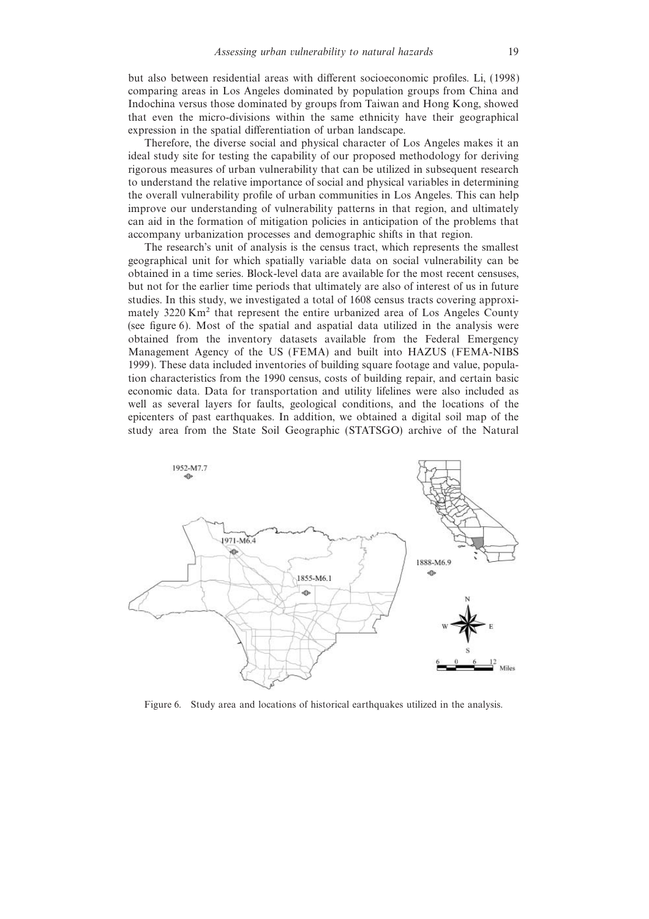but also between residential areas with different socioeconomic profiles. Li, (1998) comparing areas in Los Angeles dominated by population groups from China and Indochina versus those dominated by groups from Taiwan and Hong Kong, showed that even the micro-divisions within the same ethnicity have their geographical expression in the spatial differentiation of urban landscape.

Therefore, the diverse social and physical character of Los Angeles makes it an ideal study site for testing the capability of our proposed methodology for deriving rigorous measures of urban vulnerability that can be utilized in subsequent research to understand the relative importance of social and physical variables in determining the overall vulnerability profile of urban communities in Los Angeles. This can help improve our understanding of vulnerability patterns in that region, and ultimately can aid in the formation of mitigation policies in anticipation of the problems that accompany urbanization processes and demographic shifts in that region.

The research's unit of analysis is the census tract, which represents the smallest geographical unit for which spatially variable data on social vulnerability can be obtained in a time series. Block-level data are available for the most recent censuses, but not for the earlier time periods that ultimately are also of interest of us in future studies. In this study, we investigated a total of 1608 census tracts covering approximately 3220 $Km^2$ that represent the entire urbanized area of Los Angeles County (see figure 6). Most of the spatial and aspatial data utilized in the analysis were obtained from the inventory datasets available from the Federal Emergency Management Agency of the US (FEMA) and built into HAZUS (FEMA-NIBS 1999). These data included inventories of building square footage and value, population characteristics from the 1990 census, costs of building repair, and certain basic economic data. Data for transportation and utility lifelines were also included as well as several layers for faults, geological conditions, and the locations of the epicenters of past earthquakes. In addition, we obtained a digital soil map of the study area from the State Soil Geographic (STATSGO) archive of the Natural

Figure 6. Study area and locations of historical earthquakes utilized in the analysis.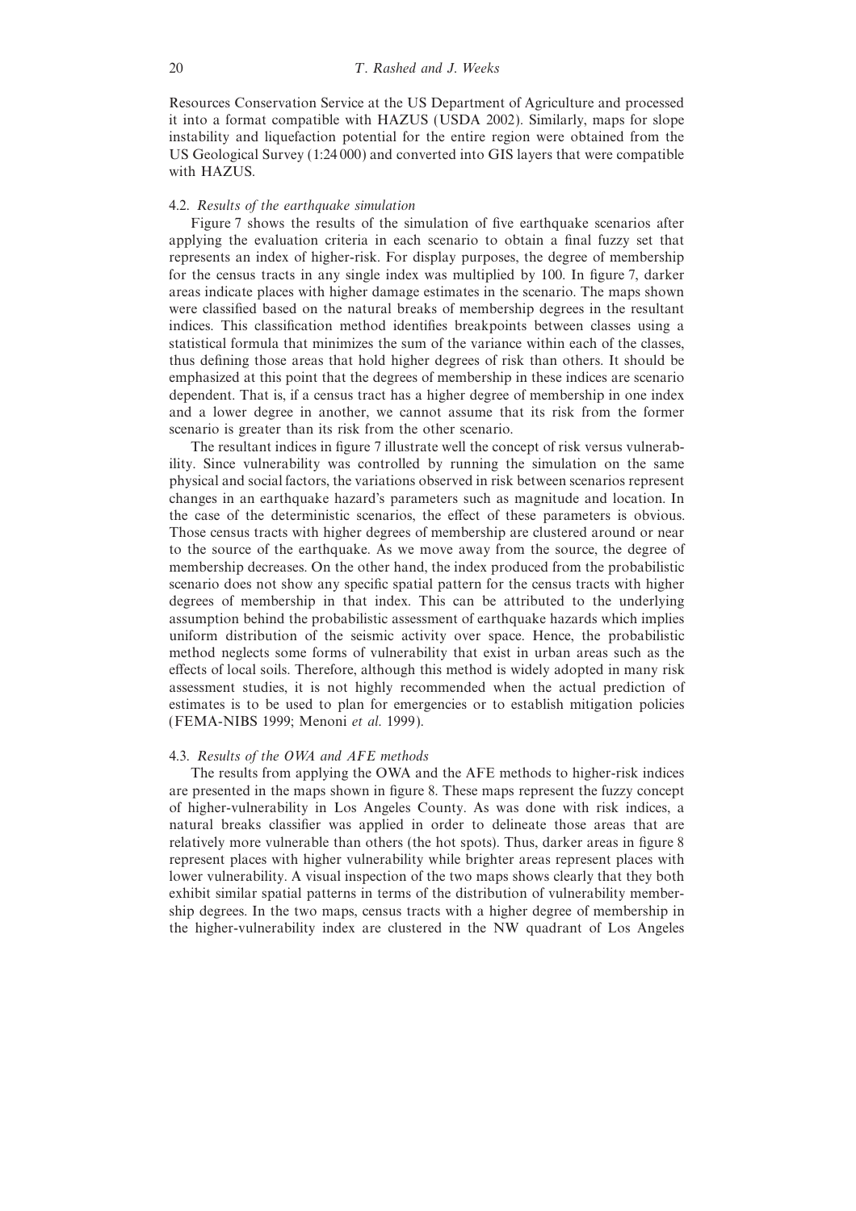Resources Conservation Service at the US Department of Agriculture and processed it into a format compatible with HAZUS (USDA 2002). Similarly, maps for slope instability and liquefaction potential for the entire region were obtained from the US Geological Survey (1:24 000) and converted into GIS layers that were compatible with HAZUS.

### 4.2. *Results of the earthquake simulation*

Figure 7 shows the results of the simulation of five earthquake scenarios after applying the evaluation criteria in each scenario to obtain a final fuzzy set that represents an index of higher-risk. For display purposes, the degree of membership for the census tracts in any single index was multiplied by 100. In figure 7, darker areas indicate places with higher damage estimates in the scenario. The maps shown were classified based on the natural breaks of membership degrees in the resultant indices. This classification method identifies breakpoints between classes using a statistical formula that minimizes the sum of the variance within each of the classes, thus defining those areas that hold higher degrees of risk than others. It should be emphasized at this point that the degrees of membership in these indices are scenario dependent. That is, if a census tract has a higher degree of membership in one index and a lower degree in another, we cannot assume that its risk from the former scenario is greater than its risk from the other scenario.

The resultant indices in figure 7 illustrate well the concept of risk versus vulnerability. Since vulnerability was controlled by running the simulation on the same physical and social factors, the variations observed in risk between scenarios represent changes in an earthquake hazard's parameters such as magnitude and location. In the case of the deterministic scenarios, the effect of these parameters is obvious. Those census tracts with higher degrees of membership are clustered around or near to the source of the earthquake. As we move away from the source, the degree of membership decreases. On the other hand, the index produced from the probabilistic scenario does not show any specific spatial pattern for the census tracts with higher degrees of membership in that index. This can be attributed to the underlying assumption behind the probabilistic assessment of earthquake hazards which implies uniform distribution of the seismic activity over space. Hence, the probabilistic method neglects some forms of vulnerability that exist in urban areas such as the effects of local soils. Therefore, although this method is widely adopted in many risk assessment studies, it is not highly recommended when the actual prediction of estimates is to be used to plan for emergencies or to establish mitigation policies (FEMA-NIBS 1999; Menoni *et al.* 1999).

### 4.3. *Results of the OWA and AFE methods*

The results from applying the OWA and the AFE methods to higher-risk indices are presented in the maps shown in figure 8. These maps represent the fuzzy concept of higher-vulnerability in Los Angeles County. As was done with risk indices, a natural breaks classifier was applied in order to delineate those areas that are relatively more vulnerable than others (the hot spots). Thus, darker areas in figure 8 represent places with higher vulnerability while brighter areas represent places with lower vulnerability. A visual inspection of the two maps shows clearly that they both exhibit similar spatial patterns in terms of the distribution of vulnerability membership degrees. In the two maps, census tracts with a higher degree of membership in the higher-vulnerability index are clustered in the NW quadrant of Los Angeles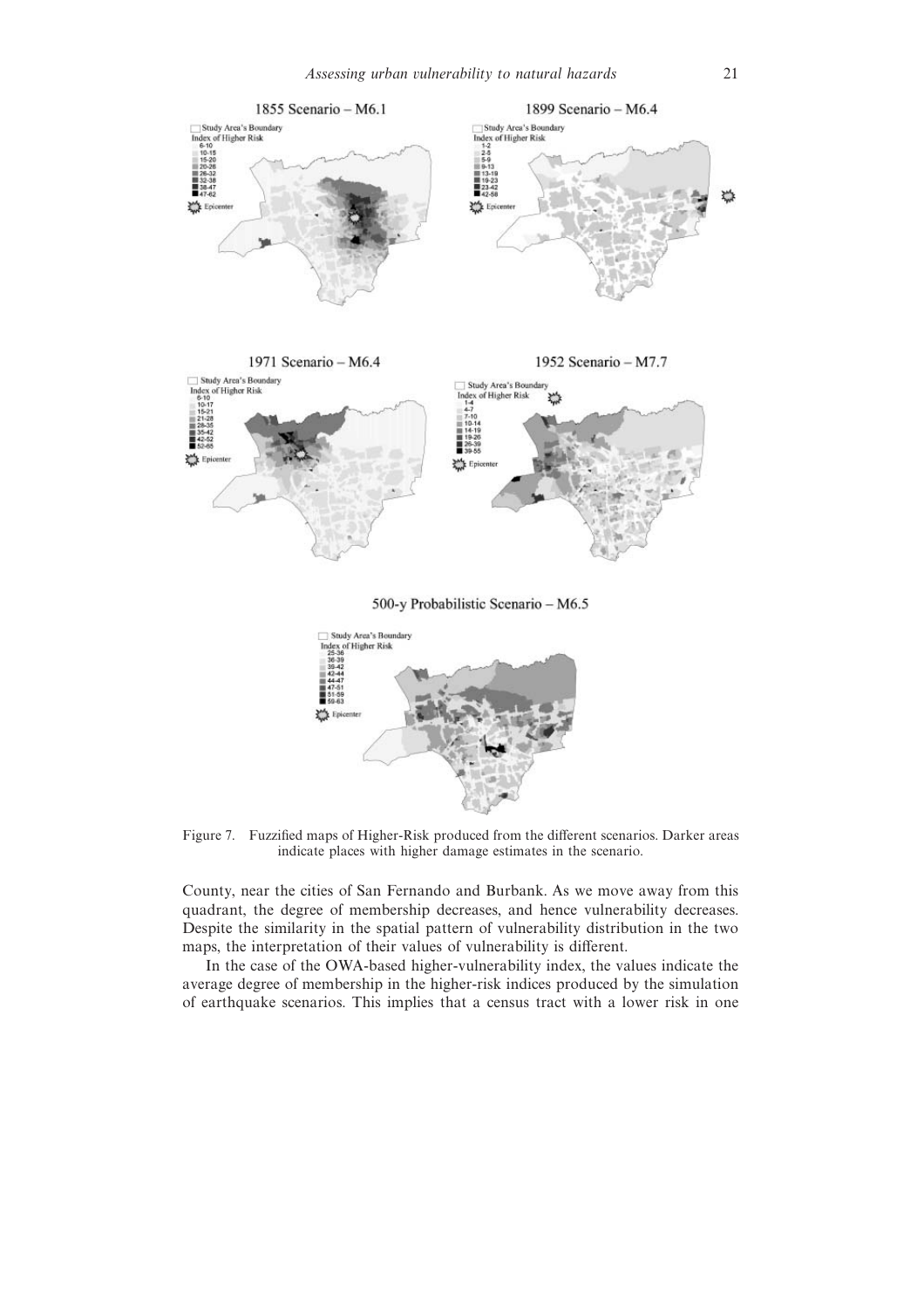Figure 7. Fuzzified maps of Higher-Risk produced from the different scenarios. Darker areas indicate places with higher damage estimates in the scenario.

County, near the cities of San Fernando and Burbank. As we move away from this quadrant, the degree of membership decreases, and hence vulnerability decreases. Despite the similarity in the spatial pattern of vulnerability distribution in the two maps, the interpretation of their values of vulnerability is different.

In the case of the OWA-based higher-vulnerability index, the values indicate the average degree of membership in the higher-risk indices produced by the simulation of earthquake scenarios. This implies that a census tract with a lower risk in one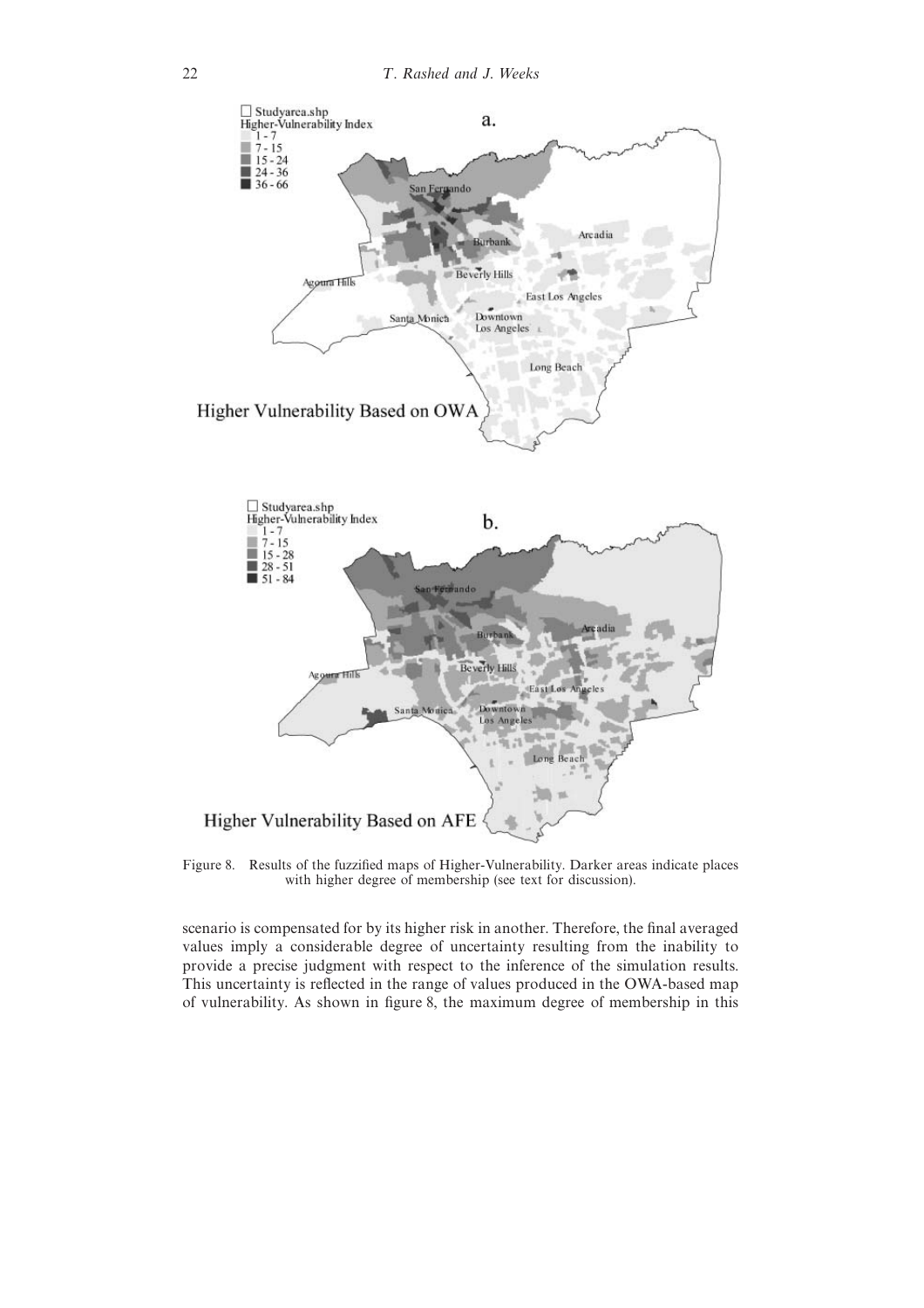Figure 8. Results of the fuzzified maps of Higher-Vulnerability. Darker areas indicate places with higher degree of membership (see text for discussion).

scenario is compensated for by its higher risk in another. Therefore, the final averaged values imply a considerable degree of uncertainty resulting from the inability to provide a precise judgment with respect to the inference of the simulation results. This uncertainty is reflected in the range of values produced in the OWA-based map of vulnerability. As shown in figure 8, the maximum degree of membership in this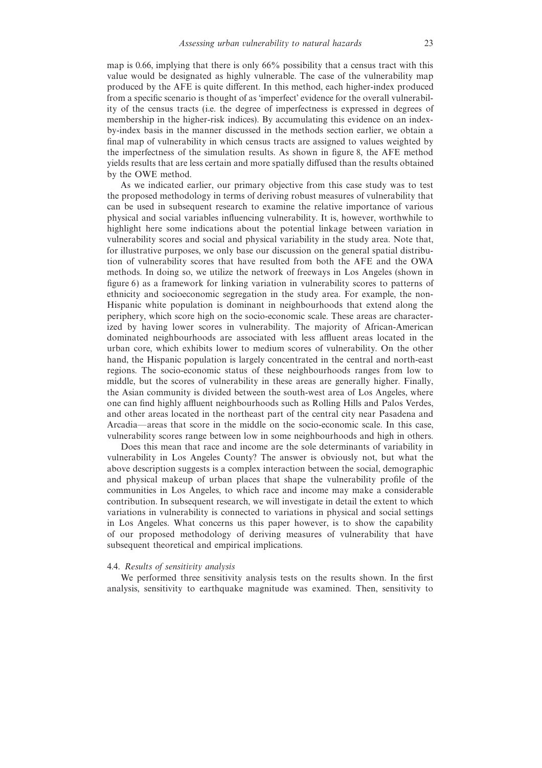map is 0.66, implying that there is only 66% possibility that a census tract with this value would be designated as highly vulnerable. The case of the vulnerability map produced by the AFE is quite different. In this method, each higher-index produced from a specific scenario is thought of as 'imperfect' evidence for the overall vulnerability of the census tracts (i.e. the degree of imperfectness is expressed in degrees of membership in the higher-risk indices). By accumulating this evidence on an index-by-index basis in the manner discussed in the methods section earlier, we obtain a final map of vulnerability in which census tracts are assigned to values weighted by the imperfectness of the simulation results. As shown in figure 8, the AFE method yields results that are less certain and more spatially diffused than the results obtained by the OWE method.

As we indicated earlier, our primary objective from this case study was to test the proposed methodology in terms of deriving robust measures of vulnerability that can be used in subsequent research to examine the relative importance of various physical and social variables influencing vulnerability. It is, however, worthwhile to highlight here some indications about the potential linkage between variation in vulnerability scores and social and physical variability in the study area. Note that, for illustrative purposes, we only base our discussion on the general spatial distribution of vulnerability scores that have resulted from both the AFE and the OWA methods. In doing so, we utilize the network of freeways in Los Angeles (shown in figure 6) as a framework for linking variation in vulnerability scores to patterns of ethnicity and socioeconomic segregation in the study area. For example, the non-Hispanic white population is dominant in neighbourhoods that extend along the periphery, which score high on the socio-economic scale. These areas are characterized by having lower scores in vulnerability. The majority of African-American dominated neighbourhoods are associated with less affluent areas located in the urban core, which exhibits lower to medium scores of vulnerability. On the other hand, the Hispanic population is largely concentrated in the central and north-east regions. The socio-economic status of these neighbourhoods ranges from low to middle, but the scores of vulnerability in these areas are generally higher. Finally, the Asian community is divided between the south-west area of Los Angeles, where one can find highly affluent neighbourhoods such as Rolling Hills and Palos Verdes, and other areas located in the northeast part of the central city near Pasadena and Arcadia—areas that score in the middle on the socio-economic scale. In this case, vulnerability scores range between low in some neighbourhoods and high in others.

Does this mean that race and income are the sole determinants of variability in vulnerability in Los Angeles County? The answer is obviously not, but what the above description suggests is a complex interaction between the social, demographic and physical makeup of urban places that shape the vulnerability profile of the communities in Los Angeles, to which race and income may make a considerable contribution. In subsequent research, we will investigate in detail the extent to which variations in vulnerability is connected to variations in physical and social settings in Los Angeles. What concerns us this paper however, is to show the capability of our proposed methodology of deriving measures of vulnerability that have subsequent theoretical and empirical implications.

### 4.4. *Results of sensitivity analysis*

We performed three sensitivity analysis tests on the results shown. In the first analysis, sensitivity to earthquake magnitude was examined. Then, sensitivity to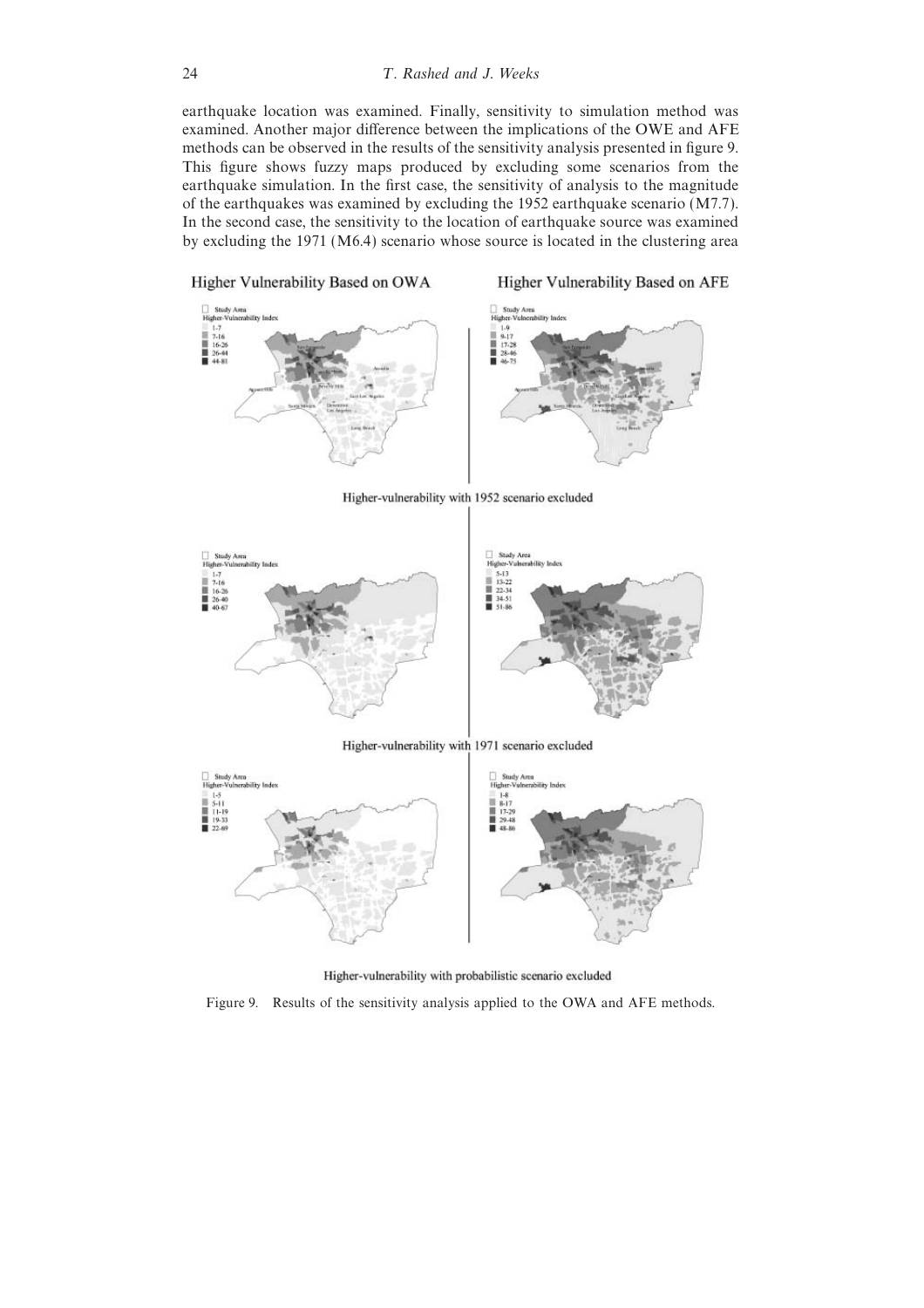earthquake location was examined. Finally, sensitivity to simulation method was examined. Another major difference between the implications of the OWE and AFE methods can be observed in the results of the sensitivity analysis presented in figure 9. This figure shows fuzzy maps produced by excluding some scenarios from the earthquake simulation. In the first case, the sensitivity of analysis to the magnitude of the earthquakes was examined by excluding the 1952 earthquake scenario (M7.7). In the second case, the sensitivity to the location of earthquake source was examined by excluding the 1971 (M6.4) scenario whose source is located in the clustering area

Figure 9. Results of the sensitivity analysis applied to the OWA and AFE methods.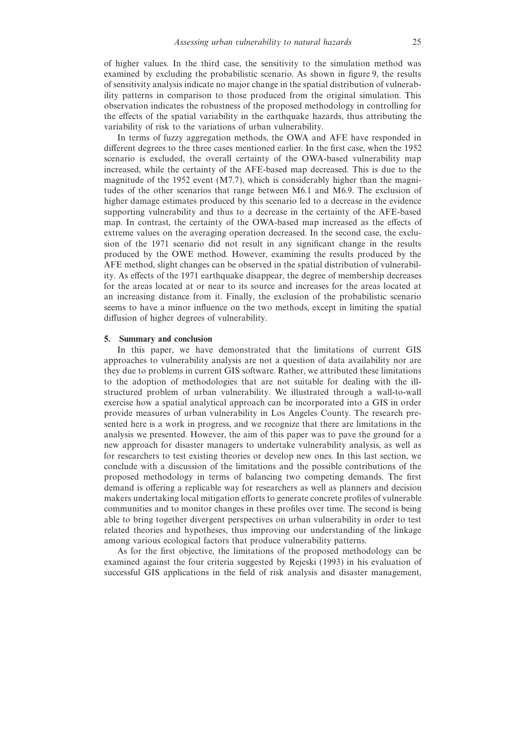of higher values. In the third case, the sensitivity to the simulation method was examined by excluding the probabilistic scenario. As shown in figure 9, the results of sensitivity analysis indicate no major change in the spatial distribution of vulnerability patterns in comparison to those produced from the original simulation. This observation indicates the robustness of the proposed methodology in controlling for the effects of the spatial variability in the earthquake hazards, thus attributing the variability of risk to the variations of urban vulnerability.

In terms of fuzzy aggregation methods, the OWA and AFE have responded in different degrees to the three cases mentioned earlier. In the first case, when the 1952 scenario is excluded, the overall certainty of the OWA-based vulnerability map increased, while the certainty of the AFE-based map decreased. This is due to the magnitude of the 1952 event (M7.7), which is considerably higher than the magnitudes of the other scenarios that range between M6.1 and M6.9. The exclusion of higher damage estimates produced by this scenario led to a decrease in the evidence supporting vulnerability and thus to a decrease in the certainty of the AFE-based map. In contrast, the certainty of the OWA-based map increased as the effects of extreme values on the averaging operation decreased. In the second case, the exclusion of the 1971 scenario did not result in any significant change in the results produced by the OWE method. However, examining the results produced by the AFE method, slight changes can be observed in the spatial distribution of vulnerability. As effects of the 1971 earthquake disappear, the degree of membership decreases for the areas located at or near to its source and increases for the areas located at an increasing distance from it. Finally, the exclusion of the probabilistic scenario seems to have a minor influence on the two methods, except in limiting the spatial diffusion of higher degrees of vulnerability.

## 5. Summary and conclusion

In this paper, we have demonstrated that the limitations of current GIS approaches to vulnerability analysis are not a question of data availability nor are they due to problems in current GIS software. Rather, we attributed these limitations to the adoption of methodologies that are not suitable for dealing with the ill-structured problem of urban vulnerability. We illustrated through a wall-to-wall exercise how a spatial analytical approach can be incorporated into a GIS in order provide measures of urban vulnerability in Los Angeles County. The research presented here is a work in progress, and we recognize that there are limitations in the analysis we presented. However, the aim of this paper was to pave the ground for a new approach for disaster managers to undertake vulnerability analysis, as well as for researchers to test existing theories or develop new ones. In this last section, we conclude with a discussion of the limitations and the possible contributions of the proposed methodology in terms of balancing two competing demands. The first demand is offering a replicable way for researchers as well as planners and decision makers undertaking local mitigation efforts to generate concrete profiles of vulnerable communities and to monitor changes in these profiles over time. The second is being able to bring together divergent perspectives on urban vulnerability in order to test related theories and hypotheses, thus improving our understanding of the linkage among various ecological factors that produce vulnerability patterns.

As for the first objective, the limitations of the proposed methodology can be examined against the four criteria suggested by Rejeski (1993) in his evaluation of successful GIS applications in the field of risk analysis and disaster management,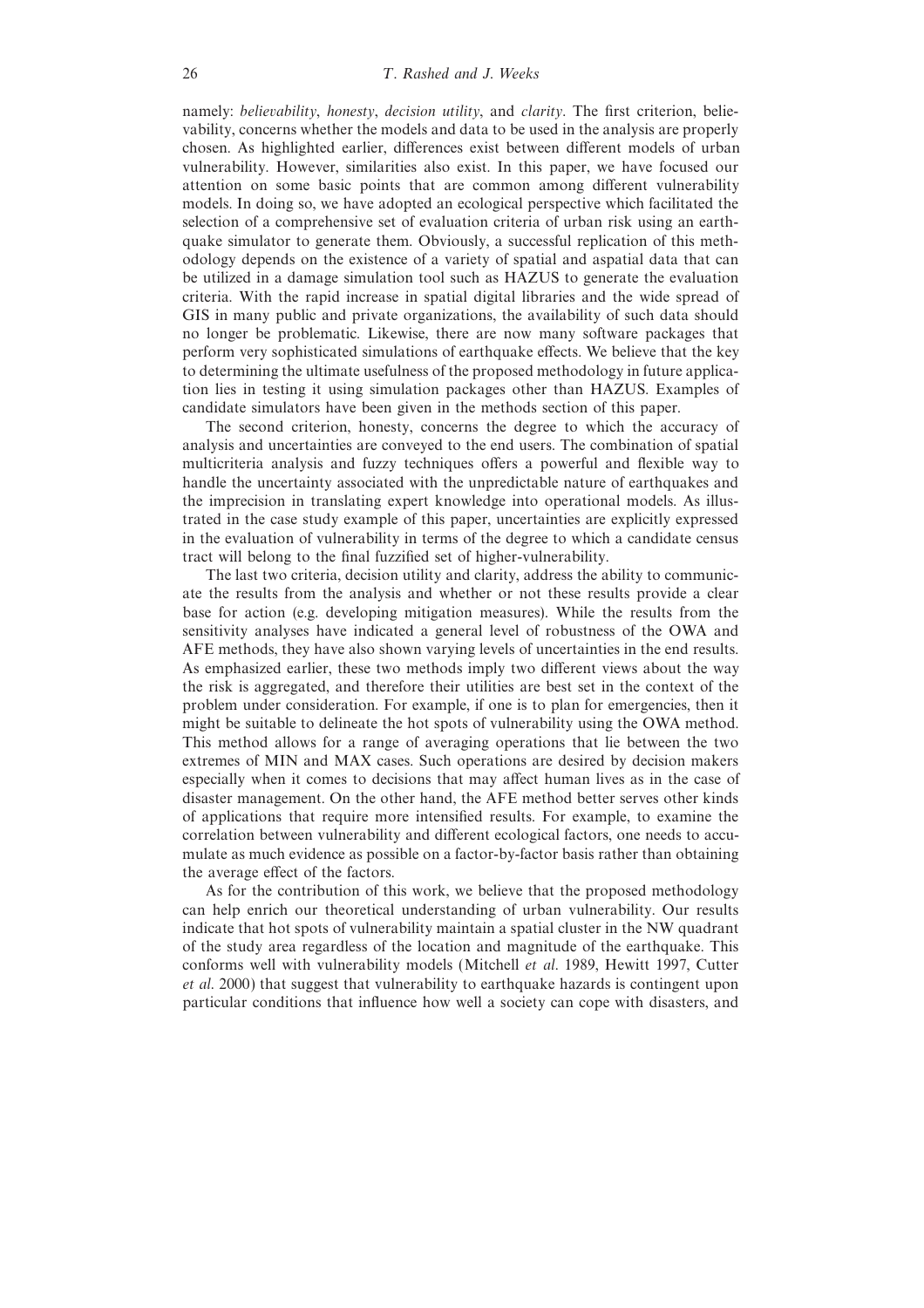namely: *believability*, *honesty*, *decision utility*, and *clarity*. The first criterion, believability, concerns whether the models and data to be used in the analysis are properly chosen. As highlighted earlier, differences exist between different models of urban vulnerability. However, similarities also exist. In this paper, we have focused our attention on some basic points that are common among different vulnerability models. In doing so, we have adopted an ecological perspective which facilitated the selection of a comprehensive set of evaluation criteria of urban risk using an earthquake simulator to generate them. Obviously, a successful replication of this methodology depends on the existence of a variety of spatial and aspatial data that can be utilized in a damage simulation tool such as HAZUS to generate the evaluation criteria. With the rapid increase in spatial digital libraries and the wide spread of GIS in many public and private organizations, the availability of such data should no longer be problematic. Likewise, there are now many software packages that perform very sophisticated simulations of earthquake effects. We believe that the key to determining the ultimate usefulness of the proposed methodology in future application lies in testing it using simulation packages other than HAZUS. Examples of candidate simulators have been given in the methods section of this paper.

The second criterion, honesty, concerns the degree to which the accuracy of analysis and uncertainties are conveyed to the end users. The combination of spatial multicriteria analysis and fuzzy techniques offers a powerful and flexible way to handle the uncertainty associated with the unpredictable nature of earthquakes and the imprecision in translating expert knowledge into operational models. As illustrated in the case study example of this paper, uncertainties are explicitly expressed in the evaluation of vulnerability in terms of the degree to which a candidate census tract will belong to the final fuzzified set of higher-vulnerability.

The last two criteria, decision utility and clarity, address the ability to communicate the results from the analysis and whether or not these results provide a clear base for action (e.g. developing mitigation measures). While the results from the sensitivity analyses have indicated a general level of robustness of the OWA and AFE methods, they have also shown varying levels of uncertainties in the end results. As emphasized earlier, these two methods imply two different views about the way the risk is aggregated, and therefore their utilities are best set in the context of the problem under consideration. For example, if one is to plan for emergencies, then it might be suitable to delineate the hot spots of vulnerability using the OWA method. This method allows for a range of averaging operations that lie between the two extremes of MIN and MAX cases. Such operations are desired by decision makers especially when it comes to decisions that may affect human lives as in the case of disaster management. On the other hand, the AFE method better serves other kinds of applications that require more intensified results. For example, to examine the correlation between vulnerability and different ecological factors, one needs to accumulate as much evidence as possible on a factor-by-factor basis rather than obtaining the average effect of the factors.

As for the contribution of this work, we believe that the proposed methodology can help enrich our theoretical understanding of urban vulnerability. Our results indicate that hot spots of vulnerability maintain a spatial cluster in the NW quadrant of the study area regardless of the location and magnitude of the earthquake. This conforms well with vulnerability models (Mitchell *et al.* 1989, Hewitt 1997, Cutter *et al.* 2000) that suggest that vulnerability to earthquake hazards is contingent upon particular conditions that influence how well a society can cope with disasters, and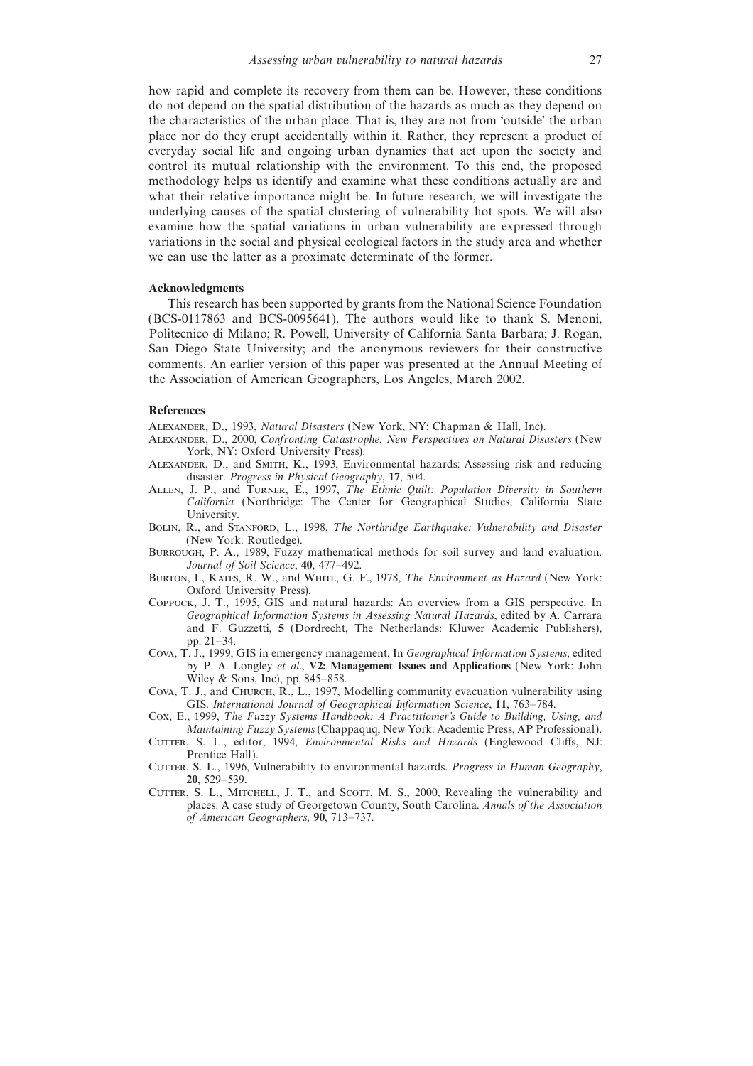how rapid and complete its recovery from them can be. However, these conditions do not depend on the spatial distribution of the hazards as much as they depend on the characteristics of the urban place. That is, they are not from 'outside' the urban place nor do they erupt accidentally within it. Rather, they represent a product of everyday social life and ongoing urban dynamics that act upon the society and control its mutual relationship with the environment. To this end, the proposed methodology helps us identify and examine what these conditions actually are and what their relative importance might be. In future research, we will investigate the underlying causes of the spatial clustering of vulnerability hot spots. We will also examine how the spatial variations in urban vulnerability are expressed through variations in the social and physical ecological factors in the study area and whether we can use the latter as a proximate determinate of the former.

### Acknowledgments

This research has been supported by grants from the National Science Foundation (BCS-0117863 and BCS-0095641). The authors would like to thank S. Menoni, Politecnico di Milano; R. Powell, University of California Santa Barbara; J. Rogan, San Diego State University; and the anonymous reviewers for their constructive comments. An earlier version of this paper was presented at the Annual Meeting of the Association of American Geographers, Los Angeles, March 2002.

### References

Alexander, D., 1993, *Natural Disasters* (New York, NY: Chapman & Hall, Inc).

Alexander, D., 2000, *Confronting Catastrophe: New Perspectives on Natural Disasters* (New York, NY: Oxford University Press).

Alexander, D., and Smith, K., 1993, Environmental hazards: Assessing risk and reducing disaster. *Progress in Physical Geography*, **17**, 504.

Allen, J. P., and Turner, E., 1997, *The Ethnic Quilt: Population Diversity in Southern California* (Northridge: The Center for Geographical Studies, California State University.

Bolin, R., and Stanford, L., 1998, *The Northridge Earthquake: Vulnerability and Disaster* (New York: Routledge).

Burrough, P. A., 1989, Fuzzy mathematical methods for soil survey and land evaluation. *Journal of Soil Science*, **40**, 477–492.

Burton, I., Kates, R. W., and White, G. F., 1978, *The Environment as Hazard* (New York: Oxford University Press).

Coppock, J. T., 1995, GIS and natural hazards: An overview from a GIS perspective. In *Geographical Information Systems in Assessing Natural Hazards*, edited by A. Carrara and F. Guzzetti, **5** (Dordrecht, The Netherlands: Kluwer Academic Publishers), pp. 21–34.

Cova, T. J., 1999, GIS in emergency management. In *Geographical Information Systems*, edited by P. A. Longley *et al*., **V2: Management Issues and Applications** (New York: John Wiley & Sons, Inc), pp. 845–858.

Cova, T. J., and Church, R., L., 1997, Modelling community evacuation vulnerability using GIS. *International Journal of Geographical Information Science*, **11**, 763–784.

Cox, E., 1999, *The Fuzzy Systems Handbook: A Practitiomer's Guide to Building, Using, and Maintaining Fuzzy Systems* (Chappaquq, New York: Academic Press, AP Professional).

Cutter, S. L., editor, 1994, *Environmental Risks and Hazards* (Englewood Cliffs, NJ: Prentice Hall).

Cutter, S. L., 1996, Vulnerability to environmental hazards. *Progress in Human Geography*, **20**, 529–539.

Cutter, S. L., Mitchell, J. T., and Scott, M. S., 2000, Revealing the vulnerability and places: A case study of Georgetown County, South Carolina. *Annals of the Association of American Geographers*, **90**, 713–737.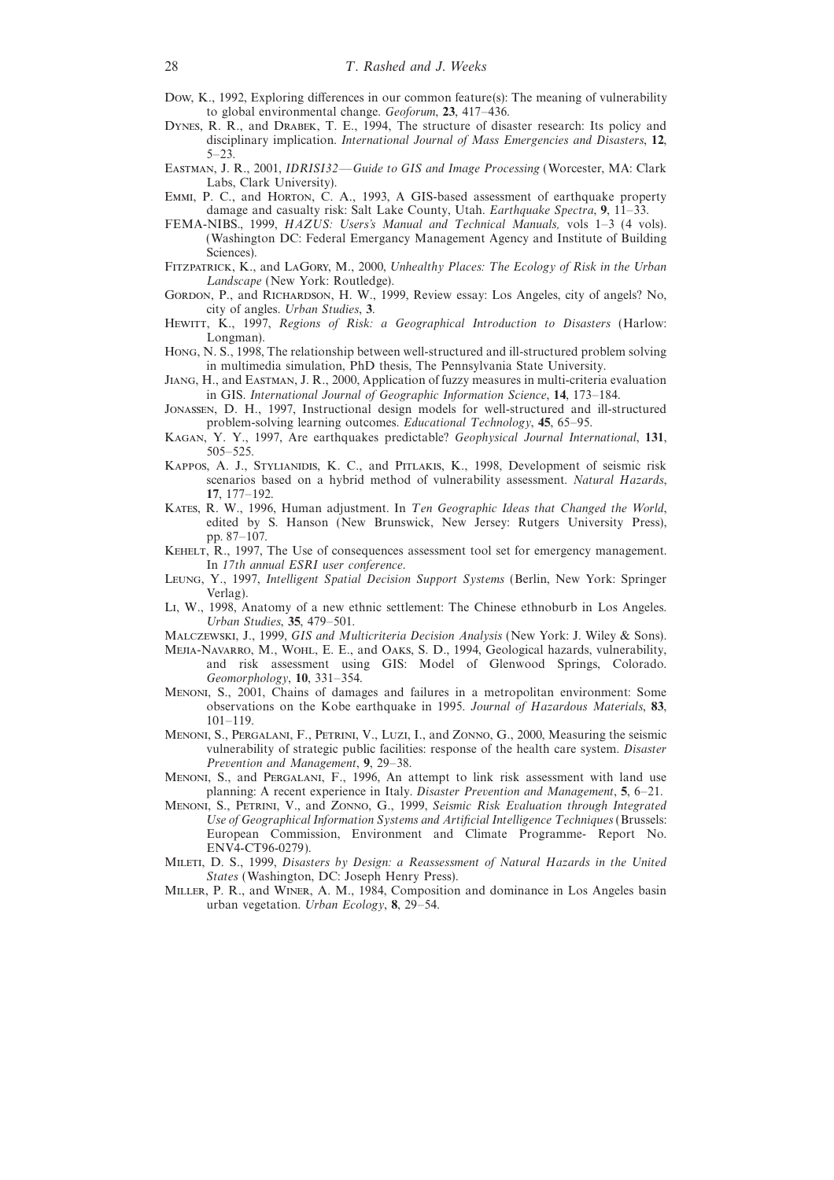Dow, K., 1992, Exploring differences in our common feature(s): The meaning of vulnerability to global environmental change. *Geoforum*, **23**, 417–436.

Dynes, R. R., and Drabek, T. E., 1994, The structure of disaster research: Its policy and disciplinary implication. *International Journal of Mass Emergencies and Disasters*, **12**, 5–23.

Eastman, J. R., 2001, *IDRISI32—Guide to GIS and Image Processing* (Worcester, MA: Clark Labs, Clark University).

Emmi, P. C., and Horton, C. A., 1993, A GIS-based assessment of earthquake property damage and casualty risk: Salt Lake County, Utah. *Earthquake Spectra*, **9**, 11–33.

FEMA-NIBS., 1999, *HAZUS: Users's Manual and Technical Manuals,* vols 1–3 (4 vols). (Washington DC: Federal Emergancy Management Agency and Institute of Building Sciences).

Fitzpatrick, K., and LaGory, M., 2000, *Unhealthy Places: The Ecology of Risk in the Urban Landscape* (New York: Routledge).

Gordon, P., and Richardson, H. W., 1999, Review essay: Los Angeles, city of angels? No, city of angles. *Urban Studies*, **3**.

Hewitt, K., 1997, *Regions of Risk: a Geographical Introduction to Disasters* (Harlow: Longman).

Hong, N. S., 1998, The relationship between well-structured and ill-structured problem solving in multimedia simulation, PhD thesis, The Pennsylvania State University.

Jiang, H., and Eastman, J. R., 2000, Application of fuzzy measures in multi-criteria evaluation in GIS. *International Journal of Geographic Information Science*, **14**, 173–184.

Jonassen, D. H., 1997, Instructional design models for well-structured and ill-structured problem-solving learning outcomes. *Educational Technology*, **45**, 65–95.

Kagan, Y. Y., 1997, Are earthquakes predictable? *Geophysical Journal International*, **131**, 505–525.

Kappos, A. J., Stylianidis, K. C., and Pitlakis, K., 1998, Development of seismic risk scenarios based on a hybrid method of vulnerability assessment. *Natural Hazards*, **17**, 177–192.

Kates, R. W., 1996, Human adjustment. In *Ten Geographic Ideas that Changed the World*, edited by S. Hanson (New Brunswick, New Jersey: Rutgers University Press), pp. 87–107.

Kehelt, R., 1997, The Use of consequences assessment tool set for emergency management. In *17th annual ESRI user conference*.

Leung, Y., 1997, *Intelligent Spatial Decision Support Systems* (Berlin, New York: Springer Verlag).

Li, W., 1998, Anatomy of a new ethnic settlement: The Chinese ethnoburb in Los Angeles. *Urban Studies*, **35**, 479–501.

Malczewski, J., 1999, *GIS and Multicriteria Decision Analysis* (New York: J. Wiley & Sons).

Mejia-Navarro, M., Wohl, E. E., and Oaks, S. D., 1994, Geological hazards, vulnerability, and risk assessment using GIS: Model of Glenwood Springs, Colorado. *Geomorphology*, **10**, 331–354.

Menoni, S., 2001, Chains of damages and failures in a metropolitan environment: Some observations on the Kobe earthquake in 1995. *Journal of Hazardous Materials*, **83**, 101–119.

Menoni, S., Pergalani, F., Petrini, V., Luzi, I., and Zonno, G., 2000, Measuring the seismic vulnerability of strategic public facilities: response of the health care system. *Disaster Prevention and Management*, **9**, 29–38.

Menoni, S., and Pergalani, F., 1996, An attempt to link risk assessment with land use planning: A recent experience in Italy. *Disaster Prevention and Management*, **5**, 6–21.

Menoni, S., Petrini, V., and Zonno, G., 1999, *Seismic Risk Evaluation through Integrated Use of Geographical Information Systems and Artificial Intelligence Techniques* (Brussels: European Commission, Environment and Climate Programme- Report No. ENV4-CT96-0279).

Mileti, D. S., 1999, *Disasters by Design: a Reassessment of Natural Hazards in the United States* (Washington, DC: Joseph Henry Press).

Miller, P. R., and Winer, A. M., 1984, Composition and dominance in Los Angeles basin urban vegetation. *Urban Ecology*, **8**, 29–54.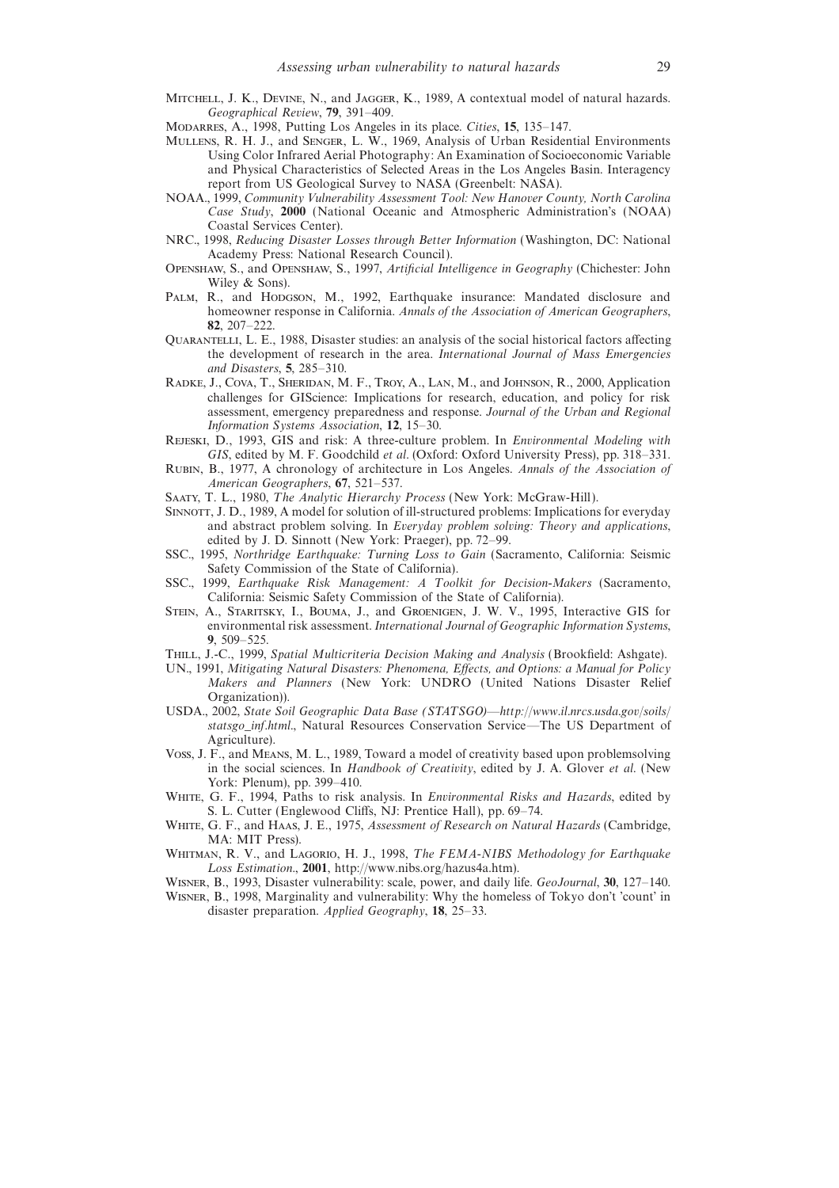Mitchell, J. K., Devine, N., and Jagger, K., 1989, A contextual model of natural hazards. *Geographical Review*, **79**, 391–409.

Modarres, A., 1998, Putting Los Angeles in its place. *Cities*, **15**, 135–147.

Mullens, R. H. J., and Senger, L. W., 1969, Analysis of Urban Residential Environments Using Color Infrared Aerial Photography: An Examination of Socioeconomic Variable and Physical Characteristics of Selected Areas in the Los Angeles Basin. Interagency report from US Geological Survey to NASA (Greenbelt: NASA).

NOAA., 1999, *Community Vulnerability Assessment Tool: New Hanover County, North Carolina Case Study*, **2000** (National Oceanic and Atmospheric Administration's (NOAA) Coastal Services Center).

NRC., 1998, *Reducing Disaster Losses through Better Information* (Washington, DC: National Academy Press: National Research Council).

Openshaw, S., and Openshaw, S., 1997, *Artificial Intelligence in Geography* (Chichester: John Wiley & Sons).

Palm, R., and Hodgson, M., 1992, Earthquake insurance: Mandated disclosure and homeowner response in California. *Annals of the Association of American Geographers*, **82**, 207–222.

Quarantelli, L. E., 1988, Disaster studies: an analysis of the social historical factors affecting the development of research in the area. *International Journal of Mass Emergencies and Disasters*, **5**, 285–310.

Radke, J., Cova, T., Sheridan, M. F., Troy, A., Lan, M., and Johnson, R., 2000, Application challenges for GIScience: Implications for research, education, and policy for risk assessment, emergency preparedness and response. *Journal of the Urban and Regional Information Systems Association*, **12**, 15–30.

Rejeski, D., 1993, GIS and risk: A three-culture problem. In *Environmental Modeling with GIS*, edited by M. F. Goodchild *et al*. (Oxford: Oxford University Press), pp. 318–331.

Rubin, B., 1977, A chronology of architecture in Los Angeles. *Annals of the Association of American Geographers*, **67**, 521–537.

Saaty, T. L., 1980, *The Analytic Hierarchy Process* (New York: McGraw-Hill).

Sinnott, J. D., 1989, A model for solution of ill-structured problems: Implications for everyday and abstract problem solving. In *Everyday problem solving: Theory and applications*, edited by J. D. Sinnott (New York: Praeger), pp. 72–99.

SSC., 1995, *Northridge Earthquake: Turning Loss to Gain* (Sacramento, California: Seismic Safety Commission of the State of California).

SSC., 1999, *Earthquake Risk Management: A Toolkit for Decision-Makers* (Sacramento, California: Seismic Safety Commission of the State of California).

Stein, A., Staritsky, I., Bouma, J., and Groenigen, J. W. V., 1995, Interactive GIS for environmental risk assessment. *International Journal of Geographic Information Systems*, **9**, 509–525.

Thill, J.-C., 1999, *Spatial Multicriteria Decision Making and Analysis* (Brookfield: Ashgate).

UN., 1991, *Mitigating Natural Disasters: Phenomena, Effects, and Options: a Manual for Policy Makers and Planners* (New York: UNDRO (United Nations Disaster Relief Organization)).

USDA., 2002, *State Soil Geographic Data Base (STATSGO)—http://www.il.nrcs.usda.gov/soils/statsgo_inf.html*., Natural Resources Conservation Service—The US Department of Agriculture).

Voss, J. F., and Means, M. L., 1989, Toward a model of creativity based upon problemsolving in the social sciences. In *Handbook of Creativity*, edited by J. A. Glover *et al*. (New York: Plenum), pp. 399–410.

White, G. F., 1994, Paths to risk analysis. In *Environmental Risks and Hazards*, edited by S. L. Cutter (Englewood Cliffs, NJ: Prentice Hall), pp. 69–74.

White, G. F., and Haas, J. E., 1975, *Assessment of Research on Natural Hazards* (Cambridge, MA: MIT Press).

Whitman, R. V., and Lagorio, H. J., 1998, *The FEMA-NIBS Methodology for Earthquake Loss Estimation*., **2001**, http://www.nibs.org/hazus4a.htm).

Wisner, B., 1993, Disaster vulnerability: scale, power, and daily life. *GeoJournal*, **30**, 127–140.

Wisner, B., 1998, Marginality and vulnerability: Why the homeless of Tokyo don't 'count' in disaster preparation. *Applied Geography*, **18**, 25–33.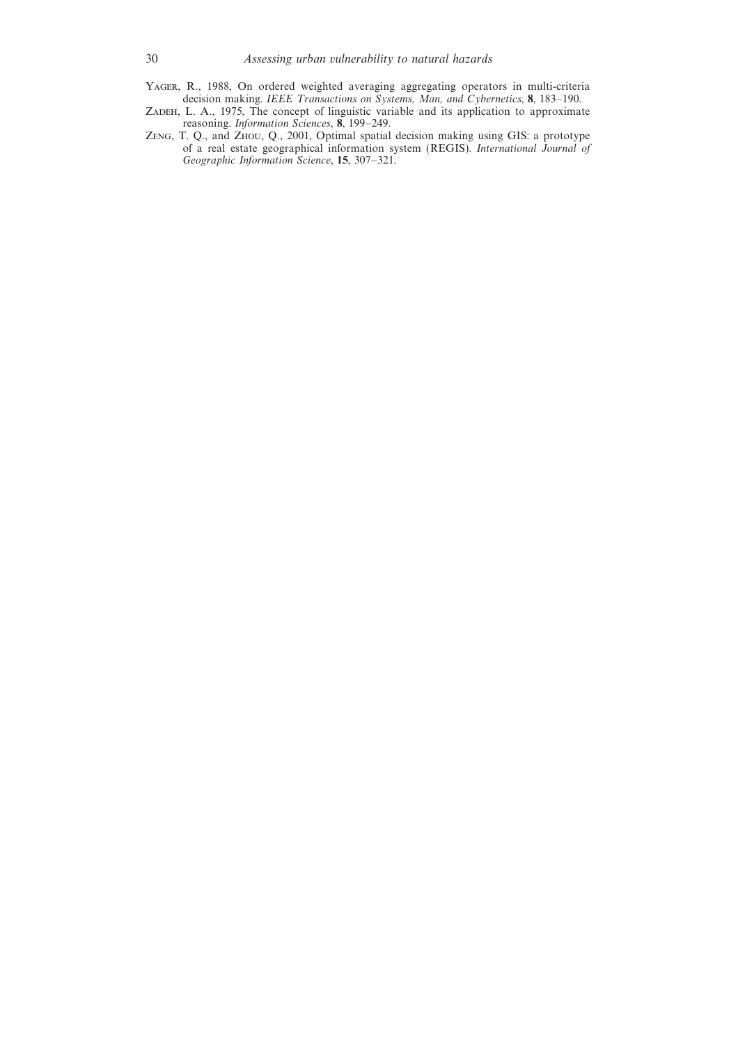Yager, R., 1988, On ordered weighted averaging aggregating operators in multi-criteria decision making. *IEEE Transactions on Systems, Man, and Cybernetics*, **8**, 183–190.

Zadeh, L. A., 1975, The concept of linguistic variable and its application to approximate reasoning. *Information Sciences*, **8**, 199–249.

Zeng, T. Q., and Zhou, Q., 2001, Optimal spatial decision making using GIS: a prototype of a real estate geographical information system (REGIS). *International Journal of Geographic Information Science*, **15**, 307–321.